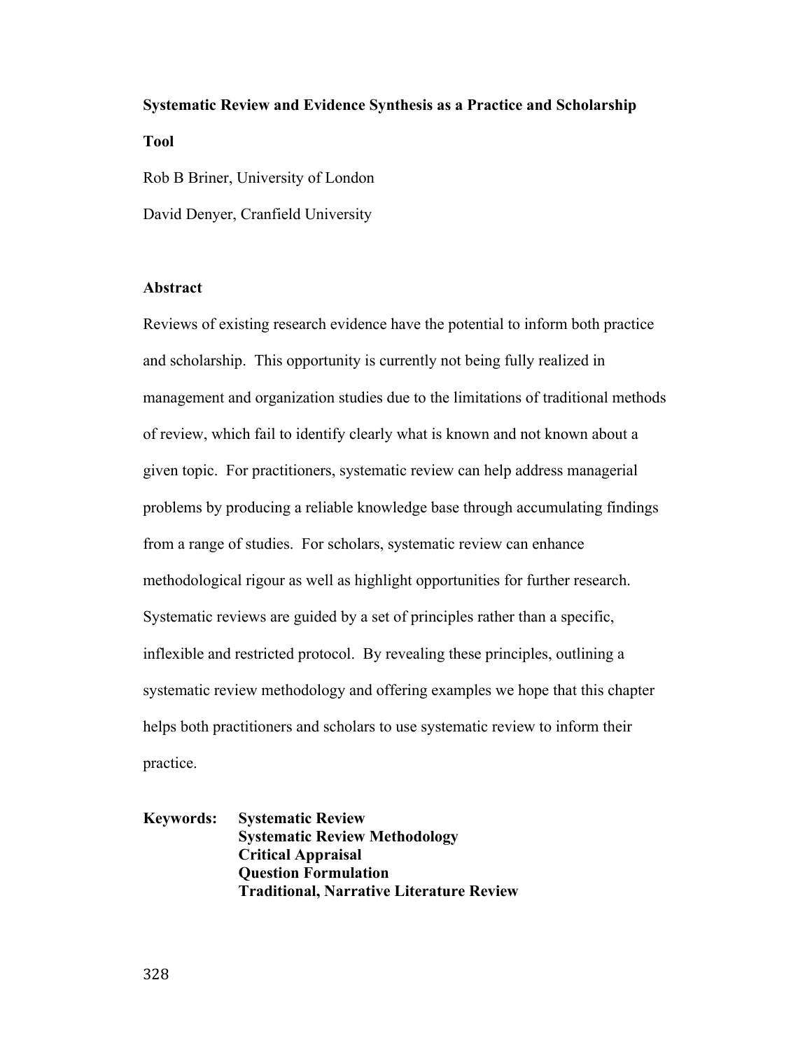# Systematic Review and Evidence Synthesis as a Practice and Scholarship Tool

Rob B Briner, University of London

David Denyer, Cranfield University

## Abstract

Reviews of existing research evidence have the potential to inform both practice and scholarship. This opportunity is currently not being fully realized in management and organization studies due to the limitations of traditional methods of review, which fail to identify clearly what is known and not known about a given topic. For practitioners, systematic review can help address managerial problems by producing a reliable knowledge base through accumulating findings from a range of studies. For scholars, systematic review can enhance methodological rigour as well as highlight opportunities for further research. Systematic reviews are guided by a set of principles rather than a specific, inflexible and restricted protocol. By revealing these principles, outlining a systematic review methodology and offering examples we hope that this chapter helps both practitioners and scholars to use systematic review to inform their practice.

**Keywords:**
**Systematic Review**
**Systematic Review Methodology**
**Critical Appraisal**
**Question Formulation**
**Traditional, Narrative Literature Review**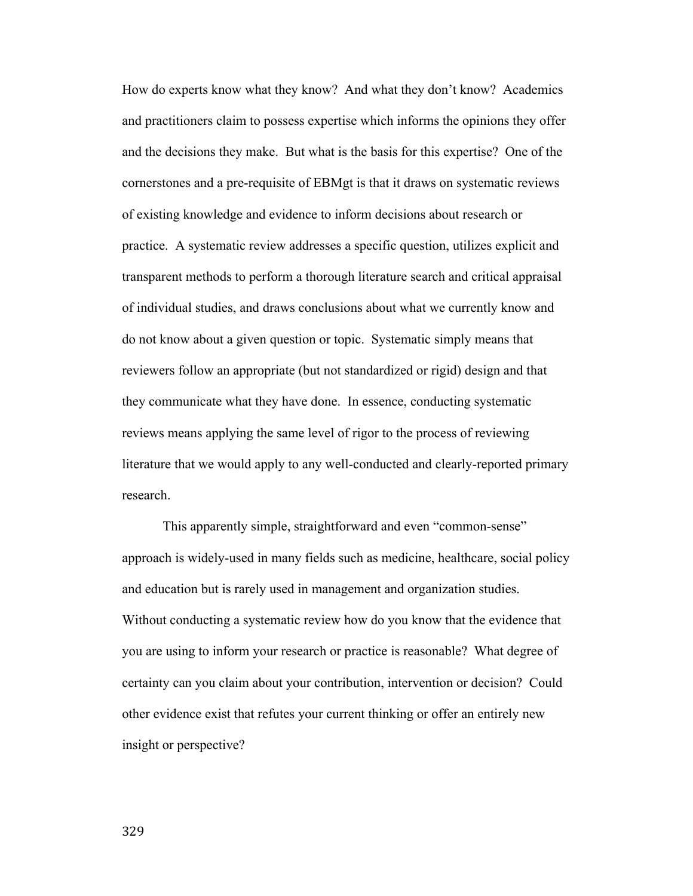How do experts know what they know? And what they don't know? Academics and practitioners claim to possess expertise which informs the opinions they offer and the decisions they make. But what is the basis for this expertise? One of the cornerstones and a pre-requisite of EBMgt is that it draws on systematic reviews of existing knowledge and evidence to inform decisions about research or practice. A systematic review addresses a specific question, utilizes explicit and transparent methods to perform a thorough literature search and critical appraisal of individual studies, and draws conclusions about what we currently know and do not know about a given question or topic. Systematic simply means that reviewers follow an appropriate (but not standardized or rigid) design and that they communicate what they have done. In essence, conducting systematic reviews means applying the same level of rigor to the process of reviewing literature that we would apply to any well-conducted and clearly-reported primary research.

This apparently simple, straightforward and even "common-sense" approach is widely-used in many fields such as medicine, healthcare, social policy and education but is rarely used in management and organization studies. Without conducting a systematic review how do you know that the evidence that you are using to inform your research or practice is reasonable? What degree of certainty can you claim about your contribution, intervention or decision? Could other evidence exist that refutes your current thinking or offer an entirely new insight or perspective?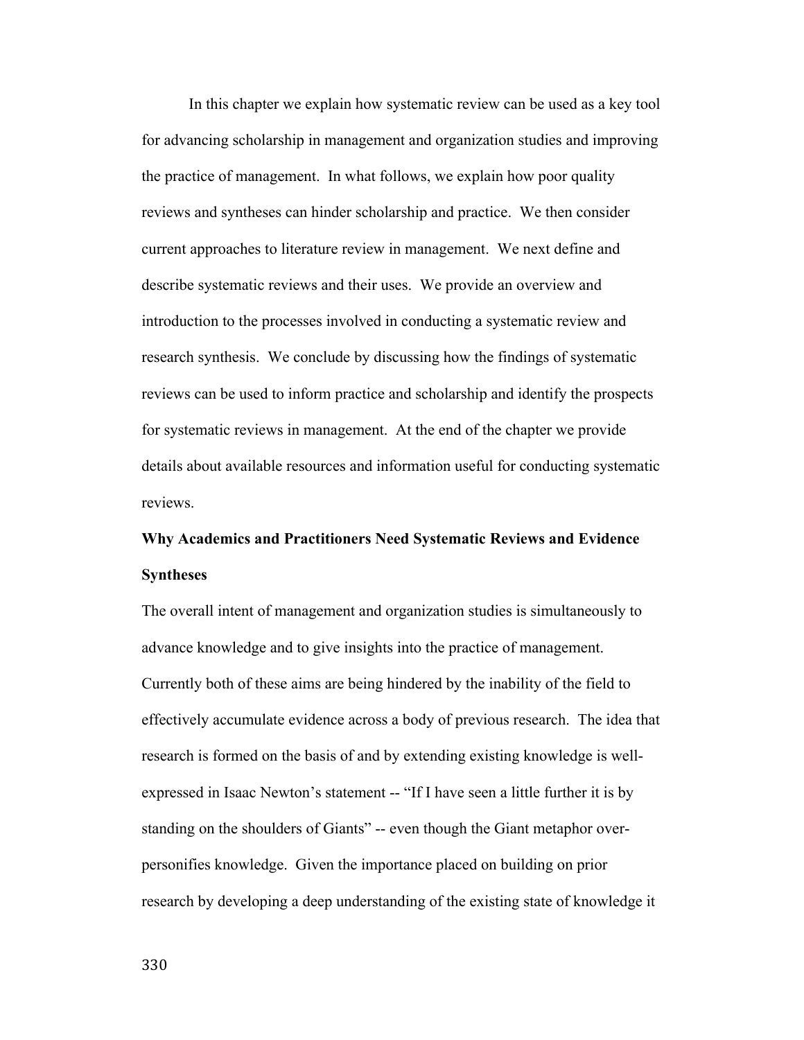In this chapter we explain how systematic review can be used as a key tool for advancing scholarship in management and organization studies and improving the practice of management. In what follows, we explain how poor quality reviews and syntheses can hinder scholarship and practice. We then consider current approaches to literature review in management. We next define and describe systematic reviews and their uses. We provide an overview and introduction to the processes involved in conducting a systematic review and research synthesis. We conclude by discussing how the findings of systematic reviews can be used to inform practice and scholarship and identify the prospects for systematic reviews in management. At the end of the chapter we provide details about available resources and information useful for conducting systematic reviews.

## Why Academics and Practitioners Need Systematic Reviews and Evidence Syntheses

The overall intent of management and organization studies is simultaneously to advance knowledge and to give insights into the practice of management. Currently both of these aims are being hindered by the inability of the field to effectively accumulate evidence across a body of previous research. The idea that research is formed on the basis of and by extending existing knowledge is well-expressed in Isaac Newton's statement -- "If I have seen a little further it is by standing on the shoulders of Giants" -- even though the Giant metaphor over-personifies knowledge. Given the importance placed on building on prior research by developing a deep understanding of the existing state of knowledge it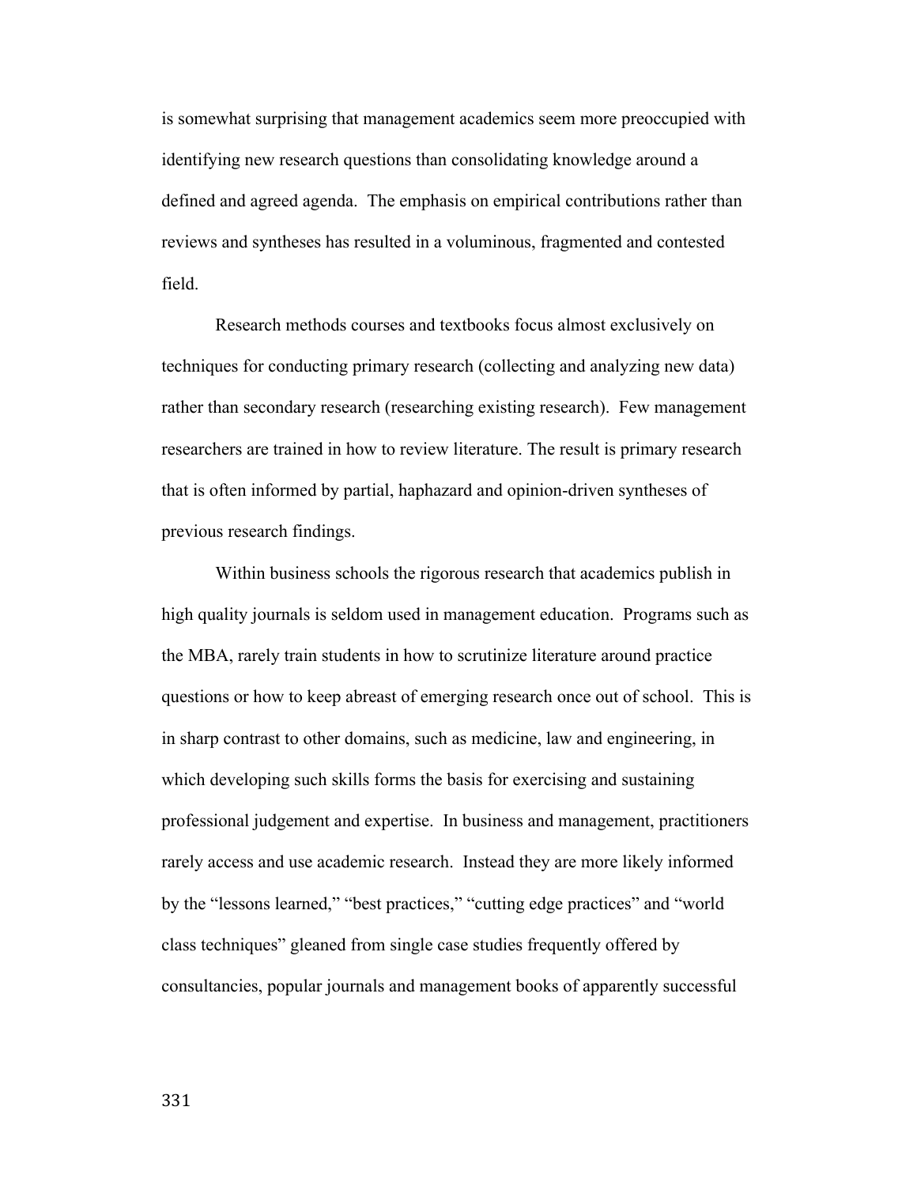is somewhat surprising that management academics seem more preoccupied with identifying new research questions than consolidating knowledge around a defined and agreed agenda. The emphasis on empirical contributions rather than reviews and syntheses has resulted in a voluminous, fragmented and contested field.

Research methods courses and textbooks focus almost exclusively on techniques for conducting primary research (collecting and analyzing new data) rather than secondary research (researching existing research). Few management researchers are trained in how to review literature. The result is primary research that is often informed by partial, haphazard and opinion-driven syntheses of previous research findings.

Within business schools the rigorous research that academics publish in high quality journals is seldom used in management education. Programs such as the MBA, rarely train students in how to scrutinize literature around practice questions or how to keep abreast of emerging research once out of school. This is in sharp contrast to other domains, such as medicine, law and engineering, in which developing such skills forms the basis for exercising and sustaining professional judgement and expertise. In business and management, practitioners rarely access and use academic research. Instead they are more likely informed by the "lessons learned," "best practices," "cutting edge practices" and "world class techniques" gleaned from single case studies frequently offered by consultancies, popular journals and management books of apparently successful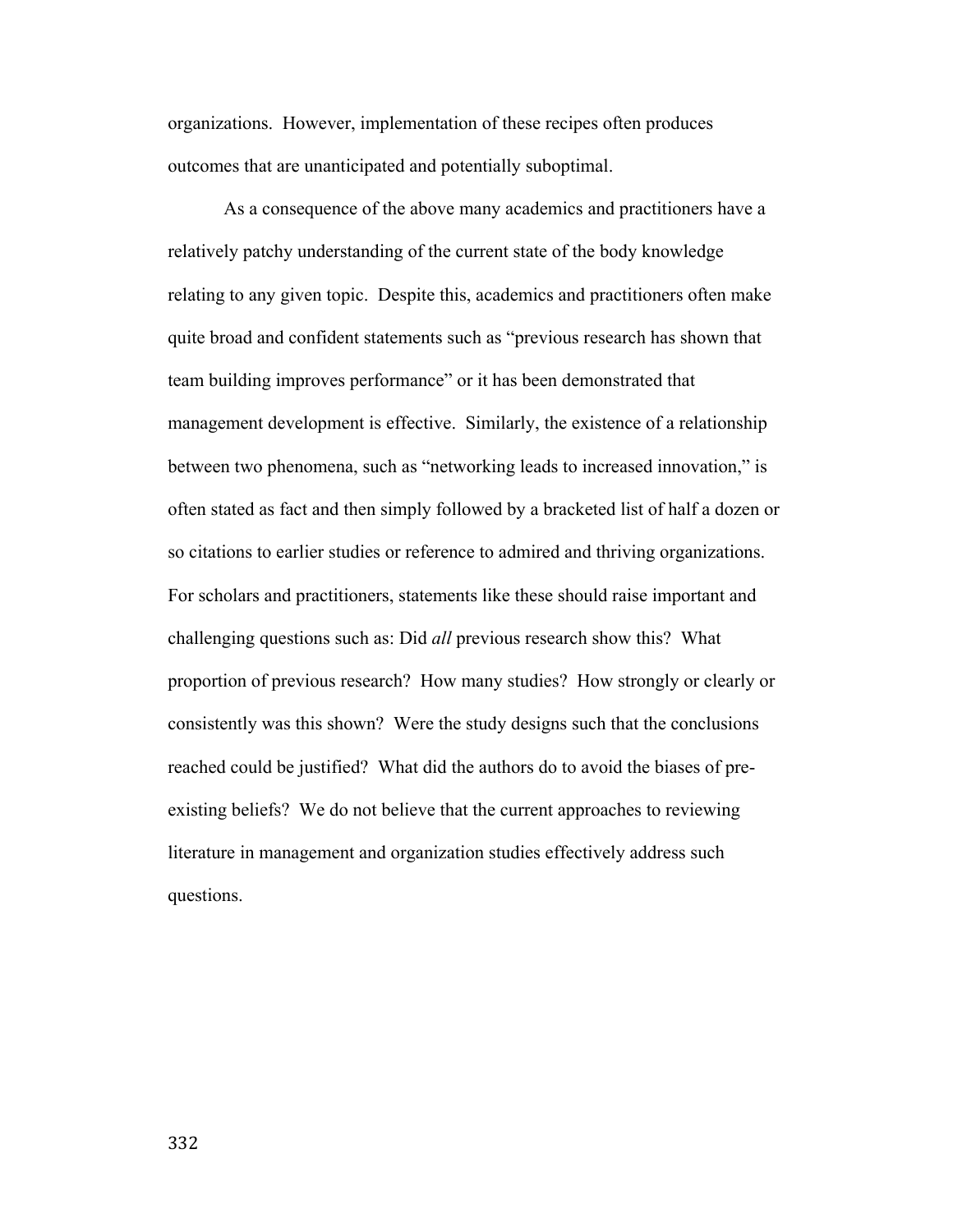organizations. However, implementation of these recipes often produces outcomes that are unanticipated and potentially suboptimal.

As a consequence of the above many academics and practitioners have a relatively patchy understanding of the current state of the body knowledge relating to any given topic. Despite this, academics and practitioners often make quite broad and confident statements such as "previous research has shown that team building improves performance" or it has been demonstrated that management development is effective. Similarly, the existence of a relationship between two phenomena, such as "networking leads to increased innovation," is often stated as fact and then simply followed by a bracketed list of half a dozen or so citations to earlier studies or reference to admired and thriving organizations. For scholars and practitioners, statements like these should raise important and challenging questions such as: Did *all* previous research show this? What proportion of previous research? How many studies? How strongly or clearly or consistently was this shown? Were the study designs such that the conclusions reached could be justified? What did the authors do to avoid the biases of pre-existing beliefs? We do not believe that the current approaches to reviewing literature in management and organization studies effectively address such questions.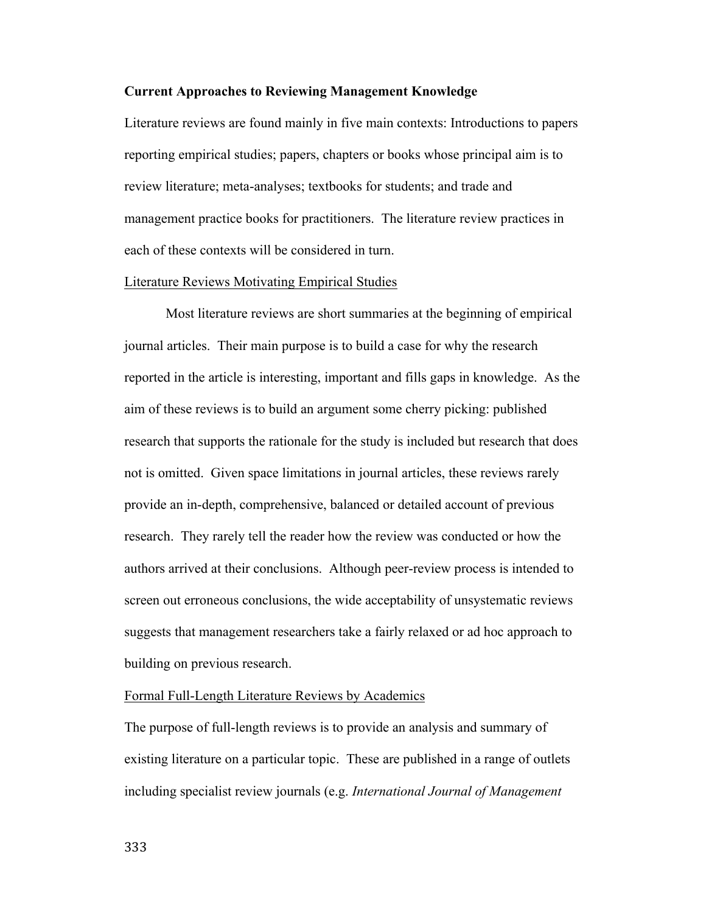**Current Approaches to Reviewing Management Knowledge**

Literature reviews are found mainly in five main contexts: Introductions to papers reporting empirical studies; papers, chapters or books whose principal aim is to review literature; meta-analyses; textbooks for students; and trade and management practice books for practitioners. The literature review practices in each of these contexts will be considered in turn.

Literature Reviews Motivating Empirical Studies

Most literature reviews are short summaries at the beginning of empirical journal articles. Their main purpose is to build a case for why the research reported in the article is interesting, important and fills gaps in knowledge. As the aim of these reviews is to build an argument some cherry picking: published research that supports the rationale for the study is included but research that does not is omitted. Given space limitations in journal articles, these reviews rarely provide an in-depth, comprehensive, balanced or detailed account of previous research. They rarely tell the reader how the review was conducted or how the authors arrived at their conclusions. Although peer-review process is intended to screen out erroneous conclusions, the wide acceptability of unsystematic reviews suggests that management researchers take a fairly relaxed or ad hoc approach to building on previous research.

Formal Full-Length Literature Reviews by Academics

The purpose of full-length reviews is to provide an analysis and summary of existing literature on a particular topic. These are published in a range of outlets including specialist review journals (e.g. *International Journal of Management*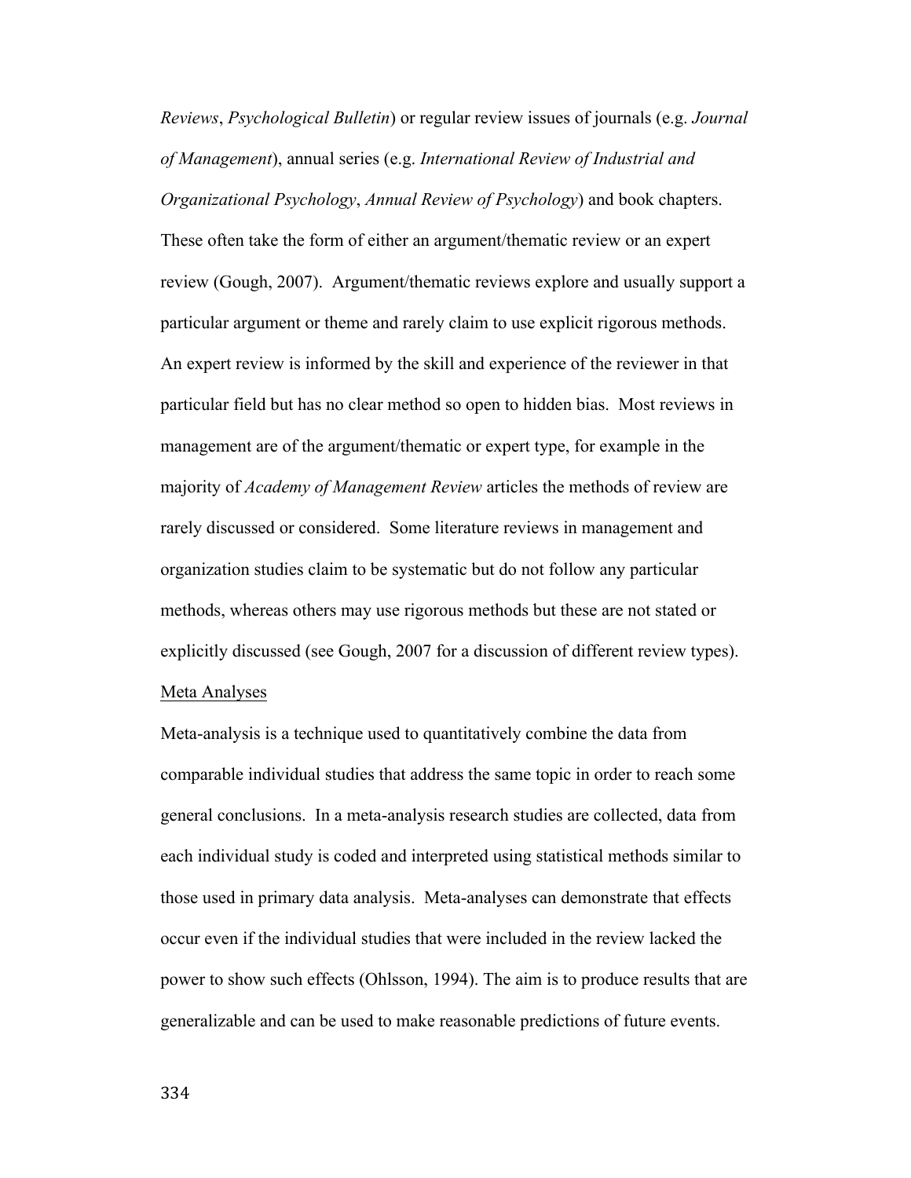*Reviews*, *Psychological Bulletin*) or regular review issues of journals (e.g. *Journal of Management*), annual series (e.g. *International Review of Industrial and Organizational Psychology*, *Annual Review of Psychology*) and book chapters. These often take the form of either an argument/thematic review or an expert review (Gough, 2007). Argument/thematic reviews explore and usually support a particular argument or theme and rarely claim to use explicit rigorous methods. An expert review is informed by the skill and experience of the reviewer in that particular field but has no clear method so open to hidden bias. Most reviews in management are of the argument/thematic or expert type, for example in the majority of *Academy of Management Review* articles the methods of review are rarely discussed or considered. Some literature reviews in management and organization studies claim to be systematic but do not follow any particular methods, whereas others may use rigorous methods but these are not stated or explicitly discussed (see Gough, 2007 for a discussion of different review types).

### Meta Analyses

Meta-analysis is a technique used to quantitatively combine the data from comparable individual studies that address the same topic in order to reach some general conclusions. In a meta-analysis research studies are collected, data from each individual study is coded and interpreted using statistical methods similar to those used in primary data analysis. Meta-analyses can demonstrate that effects occur even if the individual studies that were included in the review lacked the power to show such effects (Ohlsson, 1994). The aim is to produce results that are generalizable and can be used to make reasonable predictions of future events.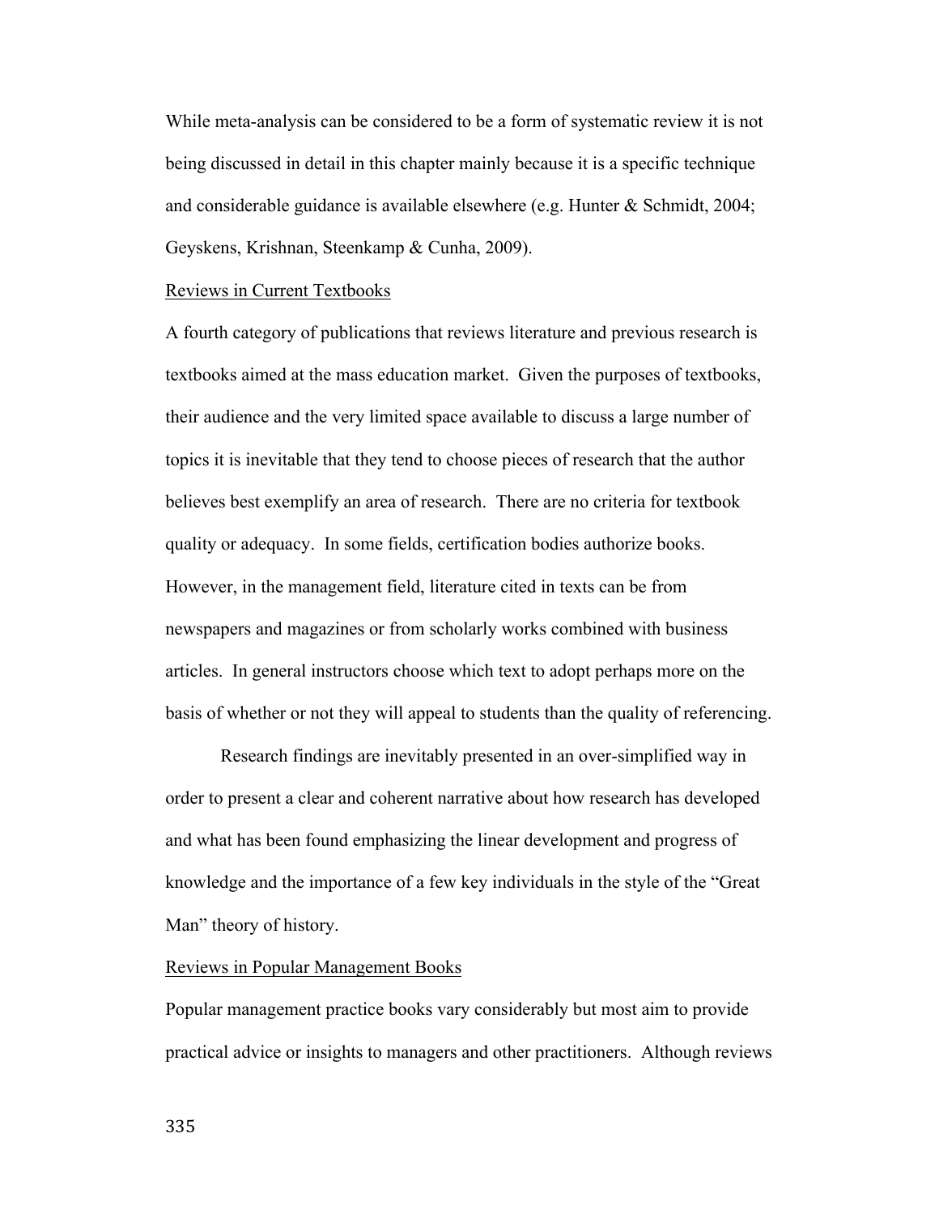While meta-analysis can be considered to be a form of systematic review it is not being discussed in detail in this chapter mainly because it is a specific technique and considerable guidance is available elsewhere (e.g. Hunter & Schmidt, 2004; Geyskens, Krishnan, Steenkamp & Cunha, 2009).

### Reviews in Current Textbooks

A fourth category of publications that reviews literature and previous research is textbooks aimed at the mass education market. Given the purposes of textbooks, their audience and the very limited space available to discuss a large number of topics it is inevitable that they tend to choose pieces of research that the author believes best exemplify an area of research. There are no criteria for textbook quality or adequacy. In some fields, certification bodies authorize books. However, in the management field, literature cited in texts can be from newspapers and magazines or from scholarly works combined with business articles. In general instructors choose which text to adopt perhaps more on the basis of whether or not they will appeal to students than the quality of referencing.

Research findings are inevitably presented in an over-simplified way in order to present a clear and coherent narrative about how research has developed and what has been found emphasizing the linear development and progress of knowledge and the importance of a few key individuals in the style of the "Great Man" theory of history.

### Reviews in Popular Management Books

Popular management practice books vary considerably but most aim to provide practical advice or insights to managers and other practitioners. Although reviews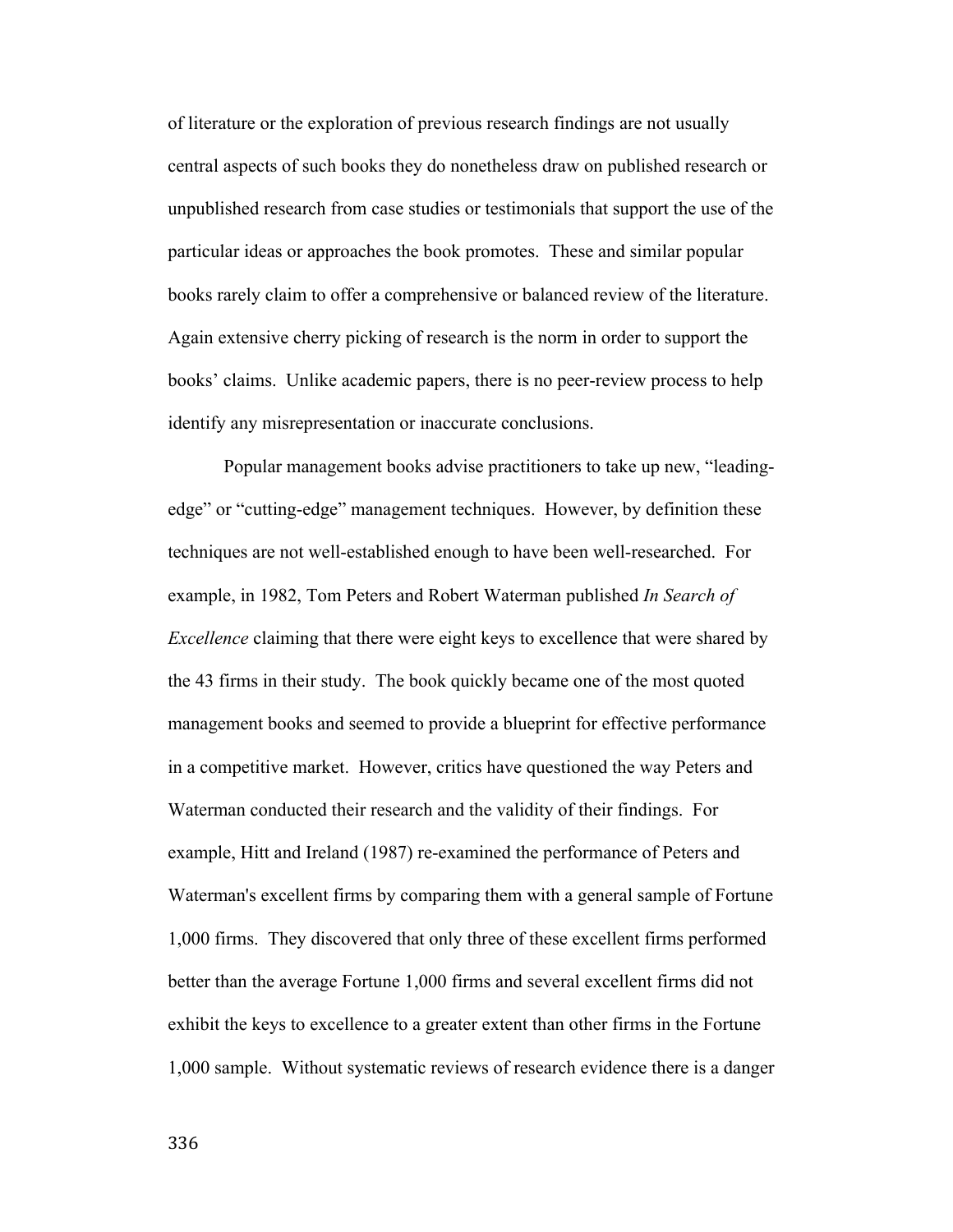of literature or the exploration of previous research findings are not usually central aspects of such books they do nonetheless draw on published research or unpublished research from case studies or testimonials that support the use of the particular ideas or approaches the book promotes. These and similar popular books rarely claim to offer a comprehensive or balanced review of the literature. Again extensive cherry picking of research is the norm in order to support the books' claims. Unlike academic papers, there is no peer-review process to help identify any misrepresentation or inaccurate conclusions.

Popular management books advise practitioners to take up new, "leading-edge" or "cutting-edge" management techniques. However, by definition these techniques are not well-established enough to have been well-researched. For example, in 1982, Tom Peters and Robert Waterman published *In Search of Excellence* claiming that there were eight keys to excellence that were shared by the 43 firms in their study. The book quickly became one of the most quoted management books and seemed to provide a blueprint for effective performance in a competitive market. However, critics have questioned the way Peters and Waterman conducted their research and the validity of their findings. For example, Hitt and Ireland (1987) re-examined the performance of Peters and Waterman's excellent firms by comparing them with a general sample of Fortune 1,000 firms. They discovered that only three of these excellent firms performed better than the average Fortune 1,000 firms and several excellent firms did not exhibit the keys to excellence to a greater extent than other firms in the Fortune 1,000 sample. Without systematic reviews of research evidence there is a danger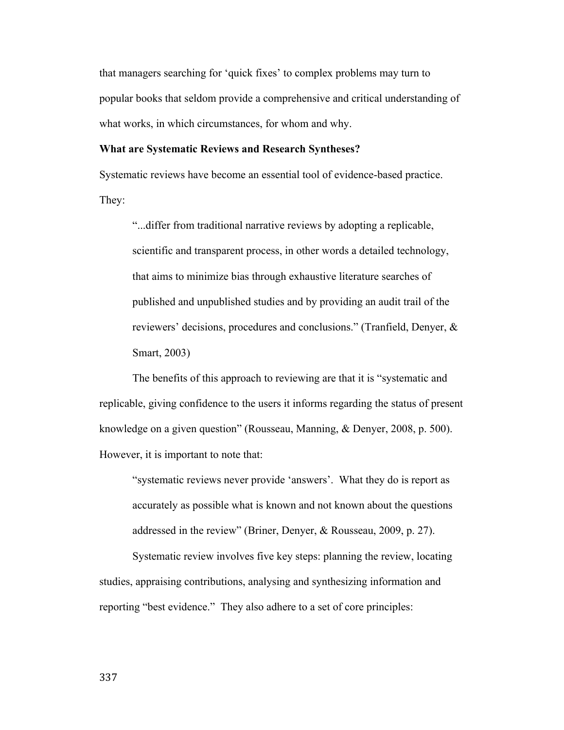that managers searching for 'quick fixes' to complex problems may turn to popular books that seldom provide a comprehensive and critical understanding of what works, in which circumstances, for whom and why.

**What are Systematic Reviews and Research Syntheses?**

Systematic reviews have become an essential tool of evidence-based practice. They:

> "...differ from traditional narrative reviews by adopting a replicable, scientific and transparent process, in other words a detailed technology, that aims to minimize bias through exhaustive literature searches of published and unpublished studies and by providing an audit trail of the reviewers' decisions, procedures and conclusions." (Tranfield, Denyer, & Smart, 2003)

The benefits of this approach to reviewing are that it is "systematic and replicable, giving confidence to the users it informs regarding the status of present knowledge on a given question" (Rousseau, Manning, & Denyer, 2008, p. 500). However, it is important to note that:

> "systematic reviews never provide 'answers'. What they do is report as accurately as possible what is known and not known about the questions addressed in the review" (Briner, Denyer, & Rousseau, 2009, p. 27).

Systematic review involves five key steps: planning the review, locating studies, appraising contributions, analysing and synthesizing information and reporting "best evidence." They also adhere to a set of core principles: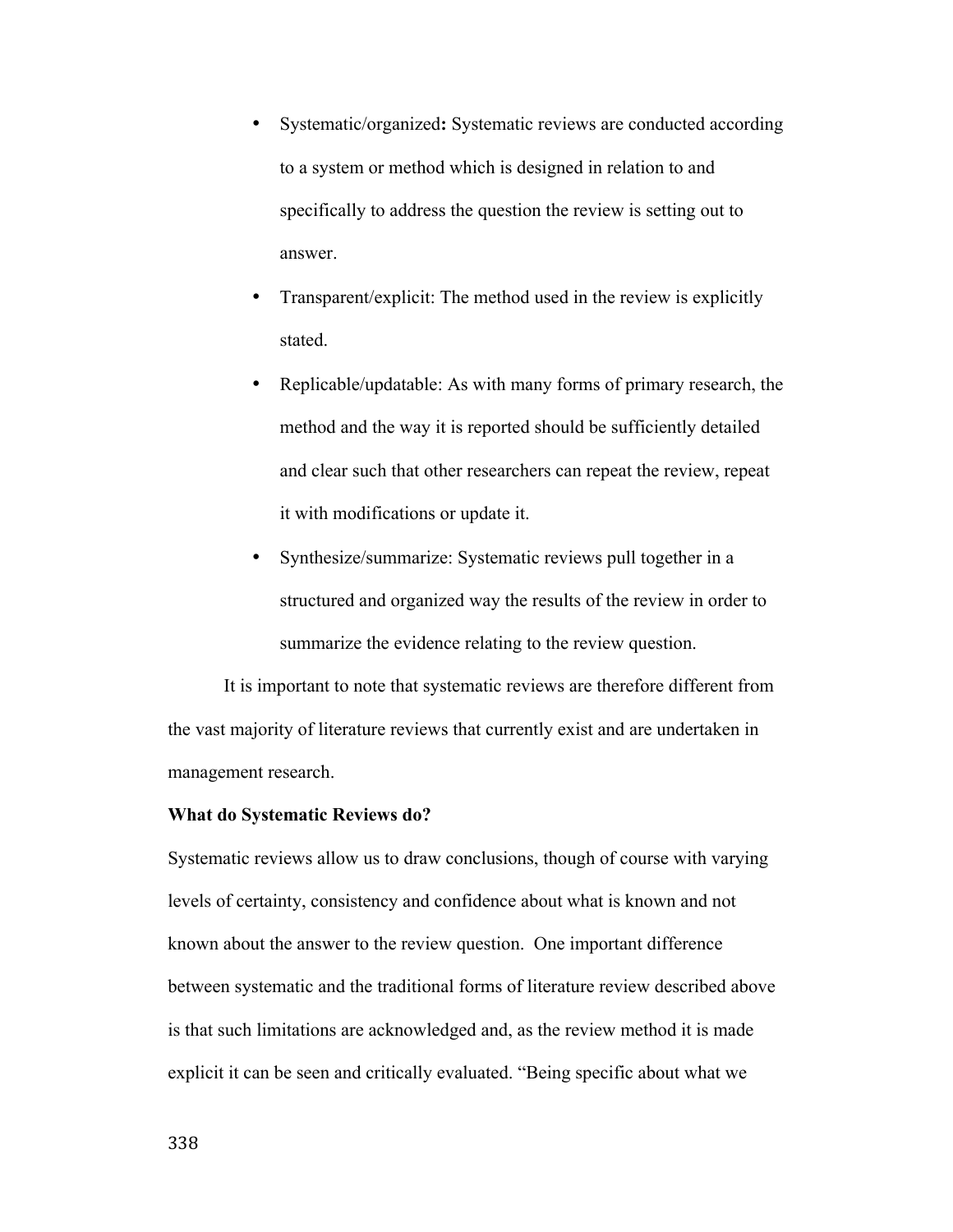- Systematic/organized**:** Systematic reviews are conducted according to a system or method which is designed in relation to and specifically to address the question the review is setting out to answer.
- Transparent/explicit: The method used in the review is explicitly stated.
- Replicable/updatable: As with many forms of primary research, the method and the way it is reported should be sufficiently detailed and clear such that other researchers can repeat the review, repeat it with modifications or update it.
- Synthesize/summarize: Systematic reviews pull together in a structured and organized way the results of the review in order to summarize the evidence relating to the review question.

It is important to note that systematic reviews are therefore different from the vast majority of literature reviews that currently exist and are undertaken in management research.

**What do Systematic Reviews do?**

Systematic reviews allow us to draw conclusions, though of course with varying levels of certainty, consistency and confidence about what is known and not known about the answer to the review question. One important difference between systematic and the traditional forms of literature review described above is that such limitations are acknowledged and, as the review method it is made explicit it can be seen and critically evaluated. "Being specific about what we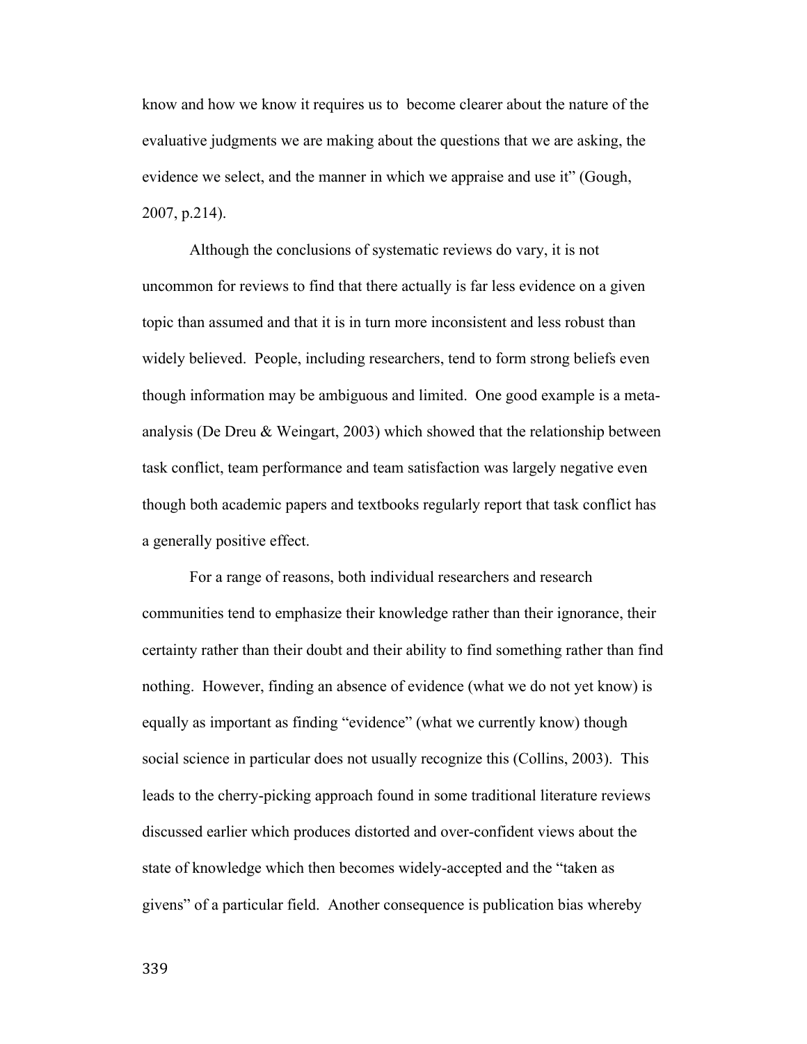know and how we know it requires us to become clearer about the nature of the evaluative judgments we are making about the questions that we are asking, the evidence we select, and the manner in which we appraise and use it" (Gough, 2007, p.214).

Although the conclusions of systematic reviews do vary, it is not uncommon for reviews to find that there actually is far less evidence on a given topic than assumed and that it is in turn more inconsistent and less robust than widely believed. People, including researchers, tend to form strong beliefs even though information may be ambiguous and limited. One good example is a meta-analysis (De Dreu & Weingart, 2003) which showed that the relationship between task conflict, team performance and team satisfaction was largely negative even though both academic papers and textbooks regularly report that task conflict has a generally positive effect.

For a range of reasons, both individual researchers and research communities tend to emphasize their knowledge rather than their ignorance, their certainty rather than their doubt and their ability to find something rather than find nothing. However, finding an absence of evidence (what we do not yet know) is equally as important as finding "evidence" (what we currently know) though social science in particular does not usually recognize this (Collins, 2003). This leads to the cherry-picking approach found in some traditional literature reviews discussed earlier which produces distorted and over-confident views about the state of knowledge which then becomes widely-accepted and the "taken as givens" of a particular field. Another consequence is publication bias whereby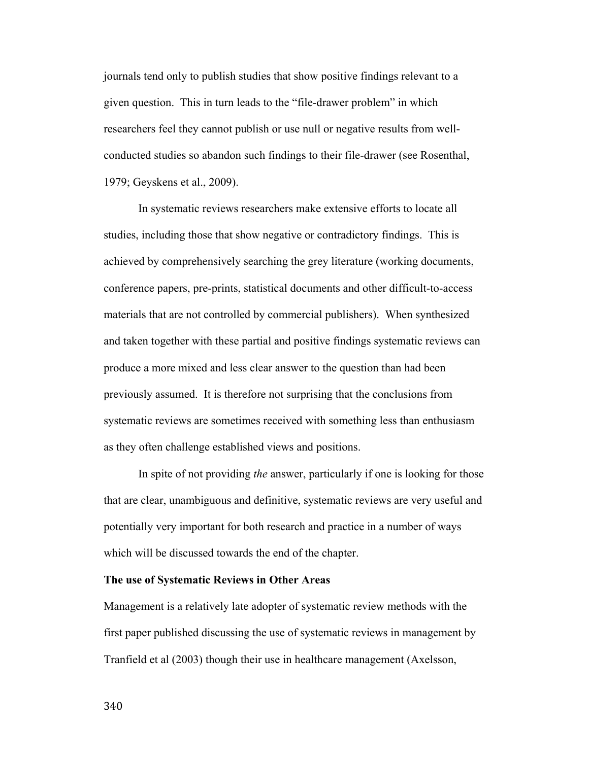journals tend only to publish studies that show positive findings relevant to a given question. This in turn leads to the "file-drawer problem" in which researchers feel they cannot publish or use null or negative results from well-conducted studies so abandon such findings to their file-drawer (see Rosenthal, 1979; Geyskens et al., 2009).

In systematic reviews researchers make extensive efforts to locate all studies, including those that show negative or contradictory findings. This is achieved by comprehensively searching the grey literature (working documents, conference papers, pre-prints, statistical documents and other difficult-to-access materials that are not controlled by commercial publishers). When synthesized and taken together with these partial and positive findings systematic reviews can produce a more mixed and less clear answer to the question than had been previously assumed. It is therefore not surprising that the conclusions from systematic reviews are sometimes received with something less than enthusiasm as they often challenge established views and positions.

In spite of not providing *the* answer, particularly if one is looking for those that are clear, unambiguous and definitive, systematic reviews are very useful and potentially very important for both research and practice in a number of ways which will be discussed towards the end of the chapter.

**The use of Systematic Reviews in Other Areas**

Management is a relatively late adopter of systematic review methods with the first paper published discussing the use of systematic reviews in management by Tranfield et al (2003) though their use in healthcare management (Axelsson,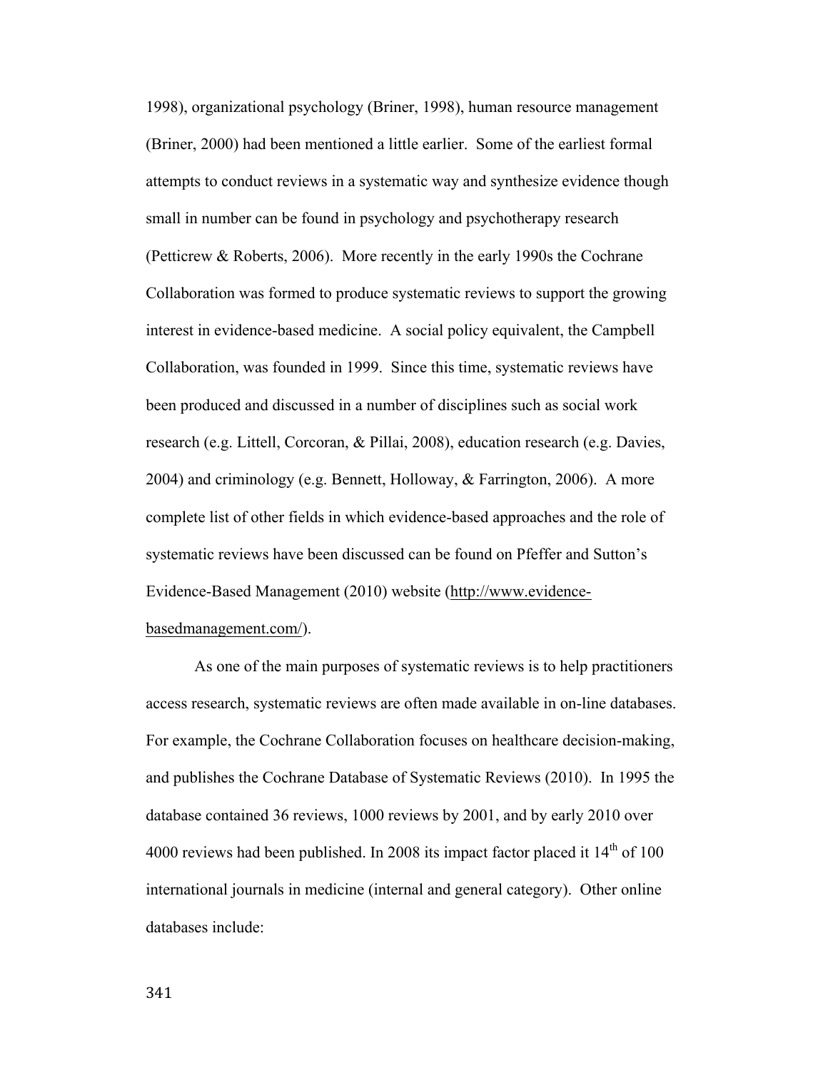1998), organizational psychology (Briner, 1998), human resource management (Briner, 2000) had been mentioned a little earlier. Some of the earliest formal attempts to conduct reviews in a systematic way and synthesize evidence though small in number can be found in psychology and psychotherapy research (Petticrew & Roberts, 2006). More recently in the early 1990s the Cochrane Collaboration was formed to produce systematic reviews to support the growing interest in evidence-based medicine. A social policy equivalent, the Campbell Collaboration, was founded in 1999. Since this time, systematic reviews have been produced and discussed in a number of disciplines such as social work research (e.g. Littell, Corcoran, & Pillai, 2008), education research (e.g. Davies, 2004) and criminology (e.g. Bennett, Holloway, & Farrington, 2006). A more complete list of other fields in which evidence-based approaches and the role of systematic reviews have been discussed can be found on Pfeffer and Sutton's Evidence-Based Management (2010) website (http://www.evidence-basedmanagement.com/).

As one of the main purposes of systematic reviews is to help practitioners access research, systematic reviews are often made available in on-line databases. For example, the Cochrane Collaboration focuses on healthcare decision-making, and publishes the Cochrane Database of Systematic Reviews (2010). In 1995 the database contained 36 reviews, 1000 reviews by 2001, and by early 2010 over 4000 reviews had been published. In 2008 its impact factor placed it 14th of 100 international journals in medicine (internal and general category). Other online databases include: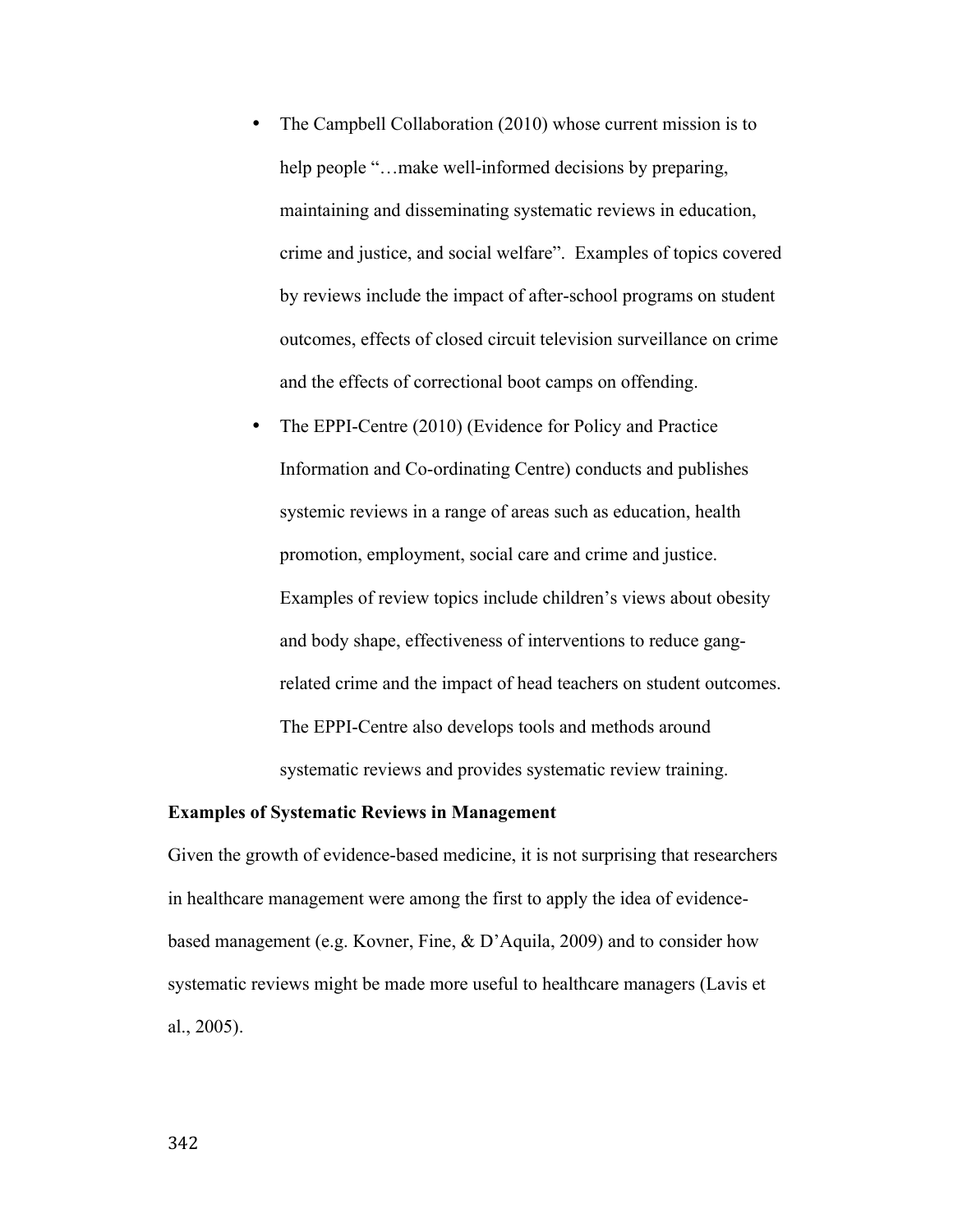- The Campbell Collaboration (2010) whose current mission is to help people "…make well-informed decisions by preparing, maintaining and disseminating systematic reviews in education, crime and justice, and social welfare". Examples of topics covered by reviews include the impact of after-school programs on student outcomes, effects of closed circuit television surveillance on crime and the effects of correctional boot camps on offending.
- The EPPI-Centre (2010) (Evidence for Policy and Practice Information and Co-ordinating Centre) conducts and publishes systemic reviews in a range of areas such as education, health promotion, employment, social care and crime and justice. Examples of review topics include children's views about obesity and body shape, effectiveness of interventions to reduce gang-related crime and the impact of head teachers on student outcomes. The EPPI-Centre also develops tools and methods around systematic reviews and provides systematic review training.

**Examples of Systematic Reviews in Management**

Given the growth of evidence-based medicine, it is not surprising that researchers in healthcare management were among the first to apply the idea of evidence-based management (e.g. Kovner, Fine, & D'Aquila, 2009) and to consider how systematic reviews might be made more useful to healthcare managers (Lavis et al., 2005).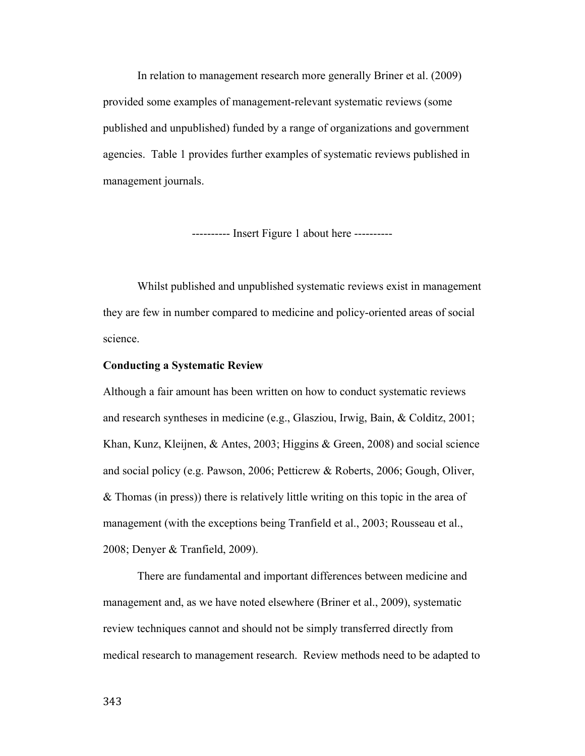In relation to management research more generally Briner et al. (2009) provided some examples of management-relevant systematic reviews (some published and unpublished) funded by a range of organizations and government agencies. Table 1 provides further examples of systematic reviews published in management journals.

---------- Insert Figure 1 about here ----------

Whilst published and unpublished systematic reviews exist in management they are few in number compared to medicine and policy-oriented areas of social science.

**Conducting a Systematic Review**

Although a fair amount has been written on how to conduct systematic reviews and research syntheses in medicine (e.g., Glasziou, Irwig, Bain, & Colditz, 2001; Khan, Kunz, Kleijnen, & Antes, 2003; Higgins & Green, 2008) and social science and social policy (e.g. Pawson, 2006; Petticrew & Roberts, 2006; Gough, Oliver, & Thomas (in press)) there is relatively little writing on this topic in the area of management (with the exceptions being Tranfield et al., 2003; Rousseau et al., 2008; Denyer & Tranfield, 2009).

There are fundamental and important differences between medicine and management and, as we have noted elsewhere (Briner et al., 2009), systematic review techniques cannot and should not be simply transferred directly from medical research to management research. Review methods need to be adapted to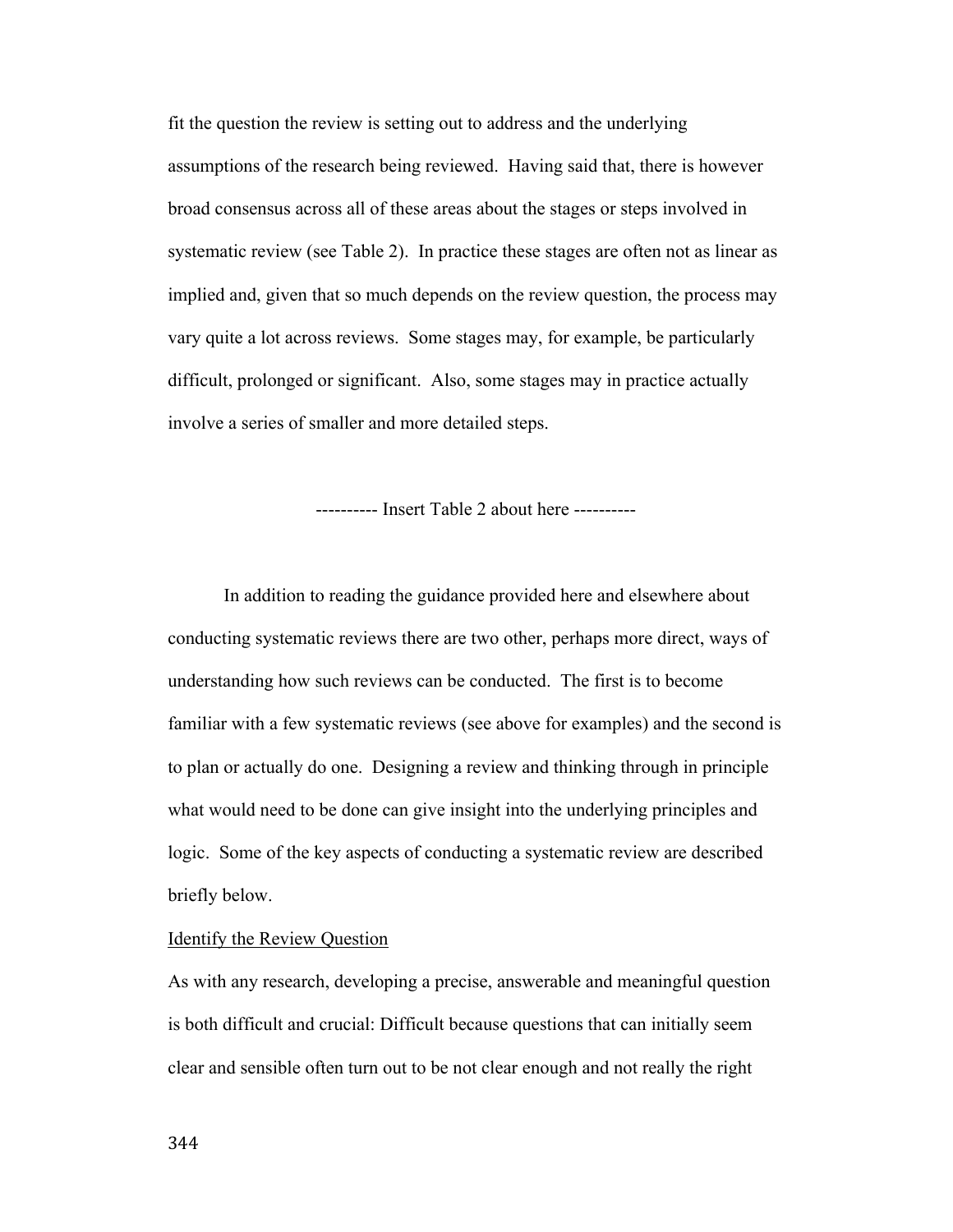fit the question the review is setting out to address and the underlying assumptions of the research being reviewed. Having said that, there is however broad consensus across all of these areas about the stages or steps involved in systematic review (see Table 2). In practice these stages are often not as linear as implied and, given that so much depends on the review question, the process may vary quite a lot across reviews. Some stages may, for example, be particularly difficult, prolonged or significant. Also, some stages may in practice actually involve a series of smaller and more detailed steps.

---------- Insert Table 2 about here ----------

In addition to reading the guidance provided here and elsewhere about conducting systematic reviews there are two other, perhaps more direct, ways of understanding how such reviews can be conducted. The first is to become familiar with a few systematic reviews (see above for examples) and the second is to plan or actually do one. Designing a review and thinking through in principle what would need to be done can give insight into the underlying principles and logic. Some of the key aspects of conducting a systematic review are described briefly below.

<u>Identify the Review Question</u>

As with any research, developing a precise, answerable and meaningful question is both difficult and crucial: Difficult because questions that can initially seem clear and sensible often turn out to be not clear enough and not really the right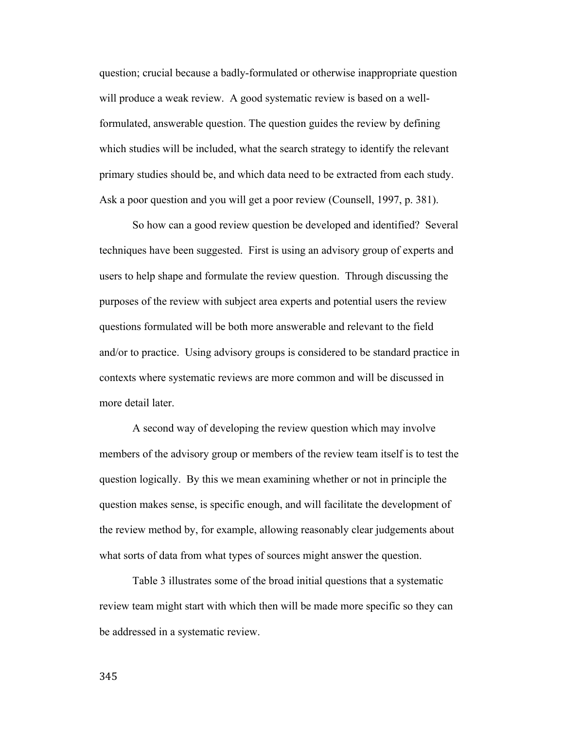question; crucial because a badly-formulated or otherwise inappropriate question will produce a weak review. A good systematic review is based on a well-formulated, answerable question. The question guides the review by defining which studies will be included, what the search strategy to identify the relevant primary studies should be, and which data need to be extracted from each study. Ask a poor question and you will get a poor review (Counsell, 1997, p. 381).

So how can a good review question be developed and identified? Several techniques have been suggested. First is using an advisory group of experts and users to help shape and formulate the review question. Through discussing the purposes of the review with subject area experts and potential users the review questions formulated will be both more answerable and relevant to the field and/or to practice. Using advisory groups is considered to be standard practice in contexts where systematic reviews are more common and will be discussed in more detail later.

A second way of developing the review question which may involve members of the advisory group or members of the review team itself is to test the question logically. By this we mean examining whether or not in principle the question makes sense, is specific enough, and will facilitate the development of the review method by, for example, allowing reasonably clear judgements about what sorts of data from what types of sources might answer the question.

Table 3 illustrates some of the broad initial questions that a systematic review team might start with which then will be made more specific so they can be addressed in a systematic review.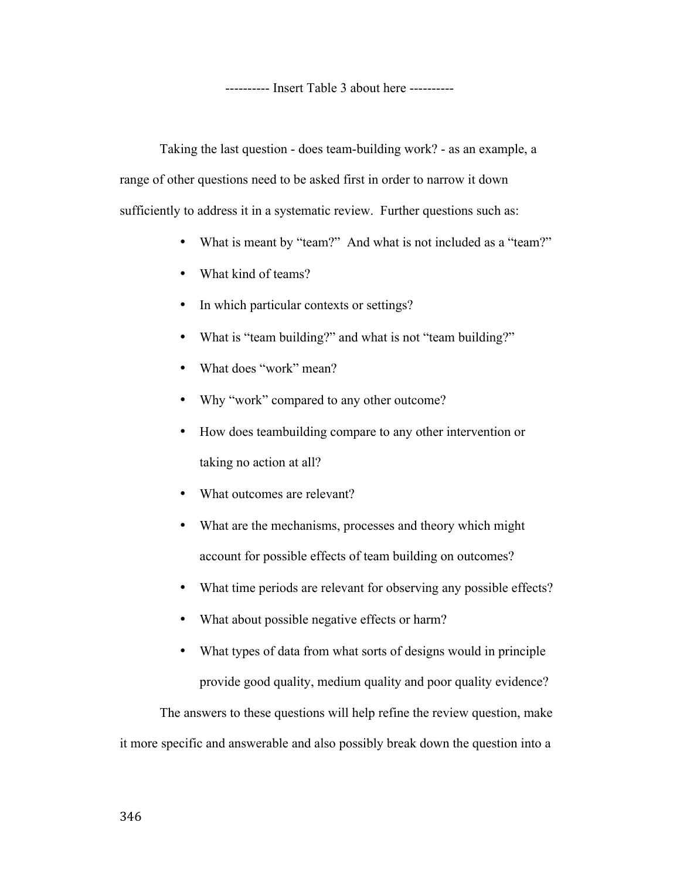---------- Insert Table 3 about here ----------

Taking the last question - does team-building work? - as an example, a range of other questions need to be asked first in order to narrow it down sufficiently to address it in a systematic review. Further questions such as:

- What is meant by "team?" And what is not included as a "team?"
- What kind of teams?
- In which particular contexts or settings?
- What is "team building?" and what is not "team building?"
- What does "work" mean?
- Why "work" compared to any other outcome?
- How does teambuilding compare to any other intervention or taking no action at all?
- What outcomes are relevant?
- What are the mechanisms, processes and theory which might account for possible effects of team building on outcomes?
- What time periods are relevant for observing any possible effects?
- What about possible negative effects or harm?
- What types of data from what sorts of designs would in principle provide good quality, medium quality and poor quality evidence?

The answers to these questions will help refine the review question, make it more specific and answerable and also possibly break down the question into a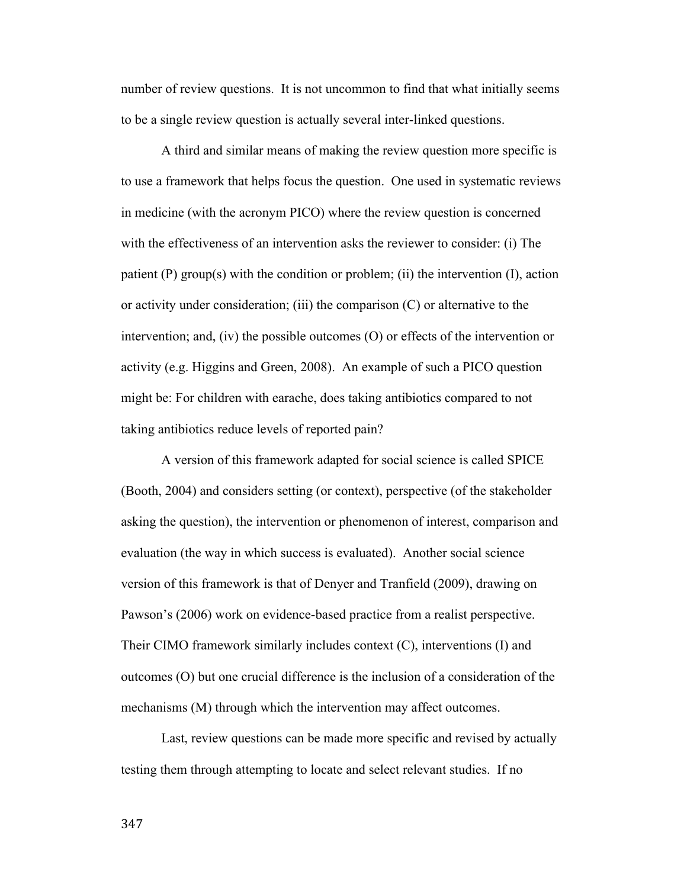number of review questions. It is not uncommon to find that what initially seems to be a single review question is actually several inter-linked questions.

A third and similar means of making the review question more specific is to use a framework that helps focus the question. One used in systematic reviews in medicine (with the acronym PICO) where the review question is concerned with the effectiveness of an intervention asks the reviewer to consider: (i) The patient (P) group(s) with the condition or problem; (ii) the intervention (I), action or activity under consideration; (iii) the comparison (C) or alternative to the intervention; and, (iv) the possible outcomes (O) or effects of the intervention or activity (e.g. Higgins and Green, 2008). An example of such a PICO question might be: For children with earache, does taking antibiotics compared to not taking antibiotics reduce levels of reported pain?

A version of this framework adapted for social science is called SPICE (Booth, 2004) and considers setting (or context), perspective (of the stakeholder asking the question), the intervention or phenomenon of interest, comparison and evaluation (the way in which success is evaluated). Another social science version of this framework is that of Denyer and Tranfield (2009), drawing on Pawson's (2006) work on evidence-based practice from a realist perspective. Their CIMO framework similarly includes context (C), interventions (I) and outcomes (O) but one crucial difference is the inclusion of a consideration of the mechanisms (M) through which the intervention may affect outcomes.

Last, review questions can be made more specific and revised by actually testing them through attempting to locate and select relevant studies. If no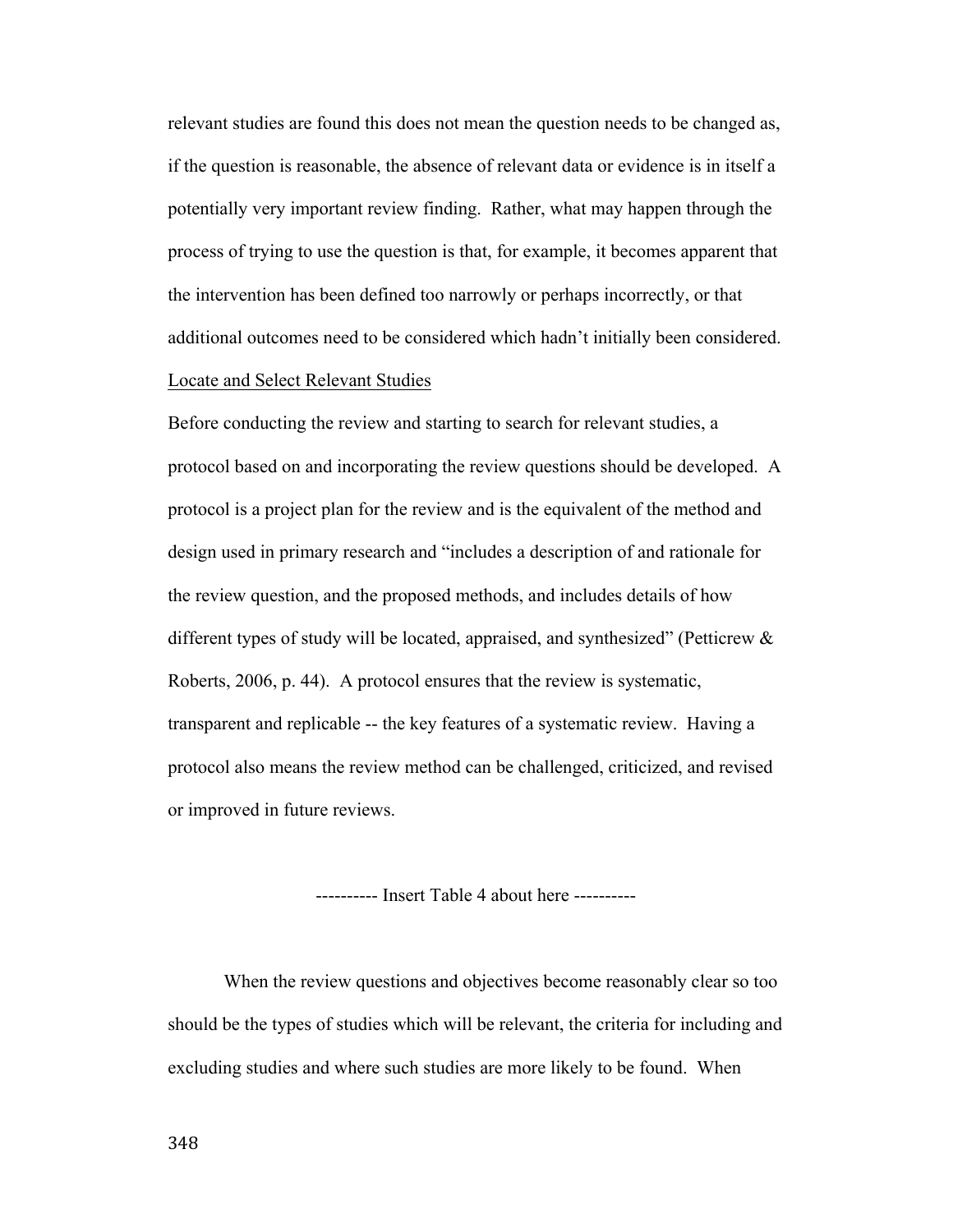relevant studies are found this does not mean the question needs to be changed as, if the question is reasonable, the absence of relevant data or evidence is in itself a potentially very important review finding. Rather, what may happen through the process of trying to use the question is that, for example, it becomes apparent that the intervention has been defined too narrowly or perhaps incorrectly, or that additional outcomes need to be considered which hadn't initially been considered.

<u>Locate and Select Relevant Studies</u>

Before conducting the review and starting to search for relevant studies, a protocol based on and incorporating the review questions should be developed. A protocol is a project plan for the review and is the equivalent of the method and design used in primary research and "includes a description of and rationale for the review question, and the proposed methods, and includes details of how different types of study will be located, appraised, and synthesized" (Petticrew & Roberts, 2006, p. 44). A protocol ensures that the review is systematic, transparent and replicable -- the key features of a systematic review. Having a protocol also means the review method can be challenged, criticized, and revised or improved in future reviews.

---------- Insert Table 4 about here ----------

When the review questions and objectives become reasonably clear so too should be the types of studies which will be relevant, the criteria for including and excluding studies and where such studies are more likely to be found. When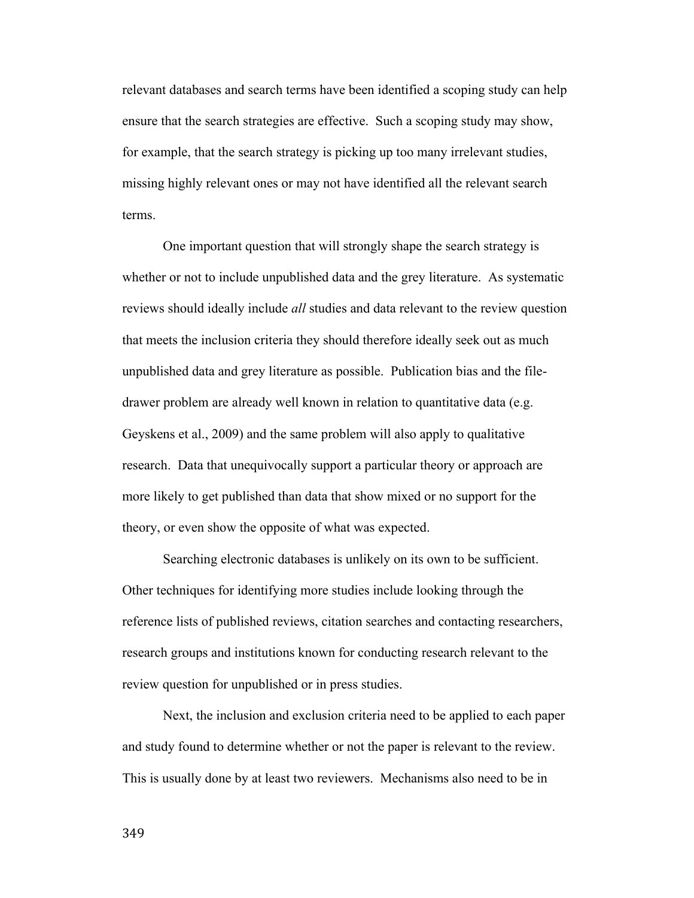relevant databases and search terms have been identified a scoping study can help ensure that the search strategies are effective. Such a scoping study may show, for example, that the search strategy is picking up too many irrelevant studies, missing highly relevant ones or may not have identified all the relevant search terms.

One important question that will strongly shape the search strategy is whether or not to include unpublished data and the grey literature. As systematic reviews should ideally include *all* studies and data relevant to the review question that meets the inclusion criteria they should therefore ideally seek out as much unpublished data and grey literature as possible. Publication bias and the file-drawer problem are already well known in relation to quantitative data (e.g. Geyskens et al., 2009) and the same problem will also apply to qualitative research. Data that unequivocally support a particular theory or approach are more likely to get published than data that show mixed or no support for the theory, or even show the opposite of what was expected.

Searching electronic databases is unlikely on its own to be sufficient. Other techniques for identifying more studies include looking through the reference lists of published reviews, citation searches and contacting researchers, research groups and institutions known for conducting research relevant to the review question for unpublished or in press studies.

Next, the inclusion and exclusion criteria need to be applied to each paper and study found to determine whether or not the paper is relevant to the review. This is usually done by at least two reviewers. Mechanisms also need to be in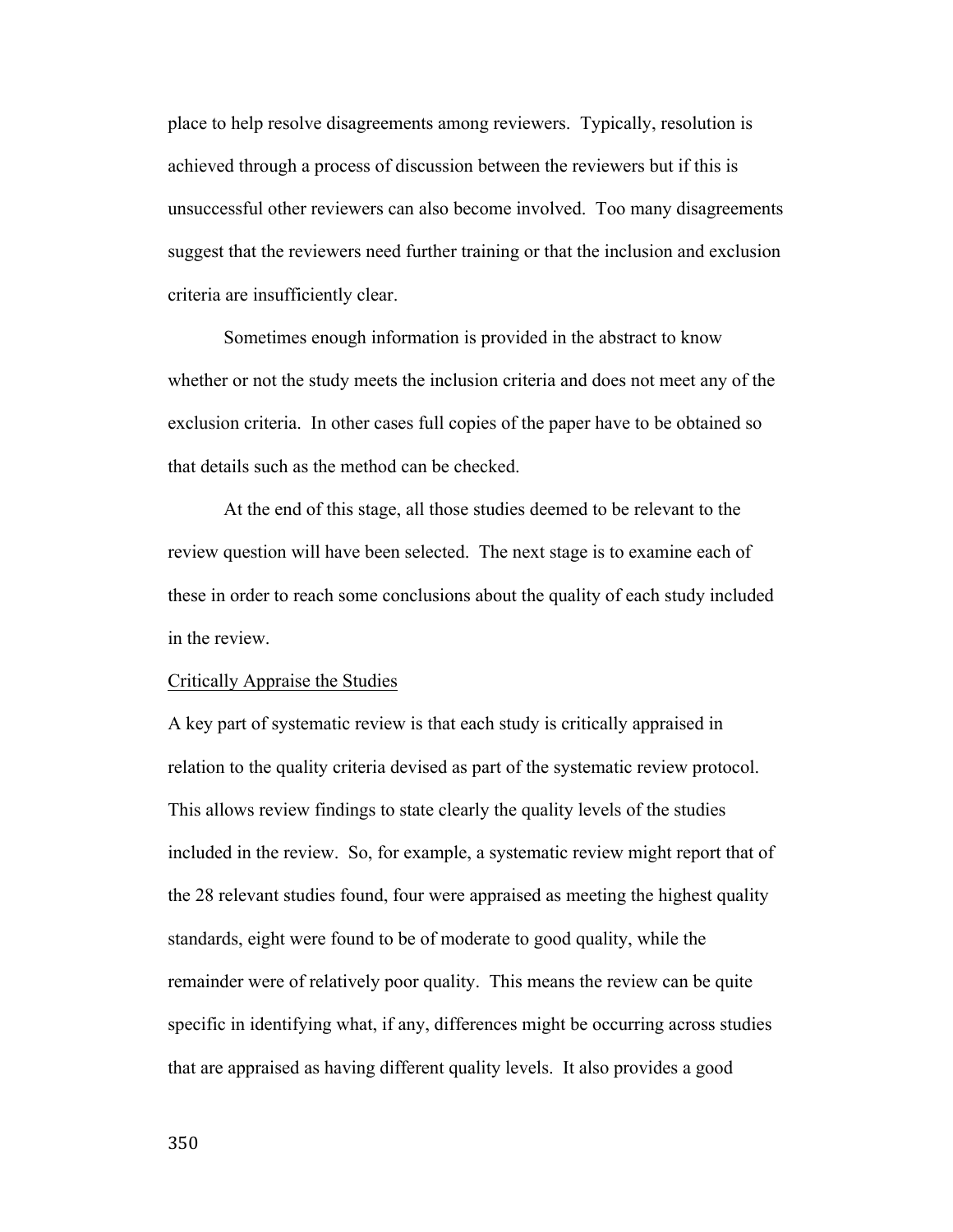place to help resolve disagreements among reviewers. Typically, resolution is achieved through a process of discussion between the reviewers but if this is unsuccessful other reviewers can also become involved. Too many disagreements suggest that the reviewers need further training or that the inclusion and exclusion criteria are insufficiently clear.

Sometimes enough information is provided in the abstract to know whether or not the study meets the inclusion criteria and does not meet any of the exclusion criteria. In other cases full copies of the paper have to be obtained so that details such as the method can be checked.

At the end of this stage, all those studies deemed to be relevant to the review question will have been selected. The next stage is to examine each of these in order to reach some conclusions about the quality of each study included in the review.

### Critically Appraise the Studies

A key part of systematic review is that each study is critically appraised in relation to the quality criteria devised as part of the systematic review protocol. This allows review findings to state clearly the quality levels of the studies included in the review. So, for example, a systematic review might report that of the 28 relevant studies found, four were appraised as meeting the highest quality standards, eight were found to be of moderate to good quality, while the remainder were of relatively poor quality. This means the review can be quite specific in identifying what, if any, differences might be occurring across studies that are appraised as having different quality levels. It also provides a good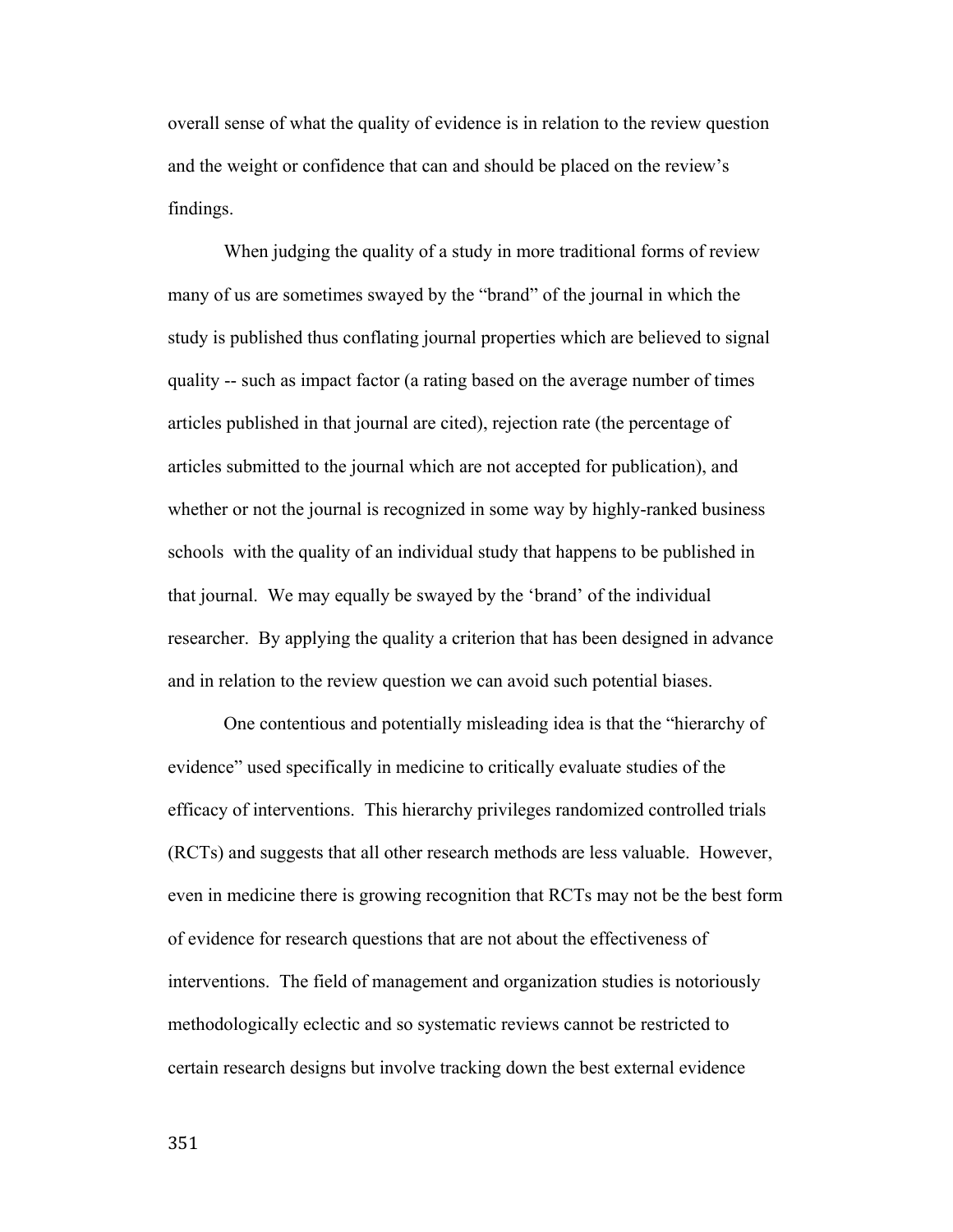overall sense of what the quality of evidence is in relation to the review question and the weight or confidence that can and should be placed on the review's findings.

When judging the quality of a study in more traditional forms of review many of us are sometimes swayed by the "brand" of the journal in which the study is published thus conflating journal properties which are believed to signal quality -- such as impact factor (a rating based on the average number of times articles published in that journal are cited), rejection rate (the percentage of articles submitted to the journal which are not accepted for publication), and whether or not the journal is recognized in some way by highly-ranked business schools with the quality of an individual study that happens to be published in that journal. We may equally be swayed by the 'brand' of the individual researcher. By applying the quality a criterion that has been designed in advance and in relation to the review question we can avoid such potential biases.

One contentious and potentially misleading idea is that the "hierarchy of evidence" used specifically in medicine to critically evaluate studies of the efficacy of interventions. This hierarchy privileges randomized controlled trials (RCTs) and suggests that all other research methods are less valuable. However, even in medicine there is growing recognition that RCTs may not be the best form of evidence for research questions that are not about the effectiveness of interventions. The field of management and organization studies is notoriously methodologically eclectic and so systematic reviews cannot be restricted to certain research designs but involve tracking down the best external evidence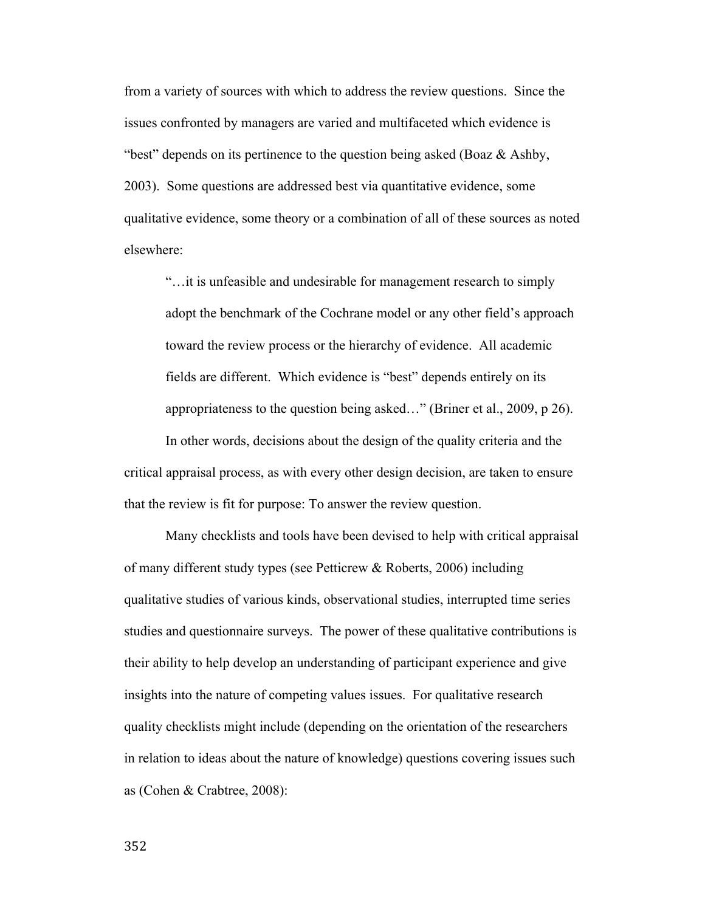from a variety of sources with which to address the review questions. Since the issues confronted by managers are varied and multifaceted which evidence is "best" depends on its pertinence to the question being asked (Boaz & Ashby, 2003). Some questions are addressed best via quantitative evidence, some qualitative evidence, some theory or a combination of all of these sources as noted elsewhere:

> "…it is unfeasible and undesirable for management research to simply adopt the benchmark of the Cochrane model or any other field's approach toward the review process or the hierarchy of evidence. All academic fields are different. Which evidence is "best" depends entirely on its appropriateness to the question being asked…" (Briner et al., 2009, p 26).

In other words, decisions about the design of the quality criteria and the critical appraisal process, as with every other design decision, are taken to ensure that the review is fit for purpose: To answer the review question.

Many checklists and tools have been devised to help with critical appraisal of many different study types (see Petticrew & Roberts, 2006) including qualitative studies of various kinds, observational studies, interrupted time series studies and questionnaire surveys. The power of these qualitative contributions is their ability to help develop an understanding of participant experience and give insights into the nature of competing values issues. For qualitative research quality checklists might include (depending on the orientation of the researchers in relation to ideas about the nature of knowledge) questions covering issues such as (Cohen & Crabtree, 2008):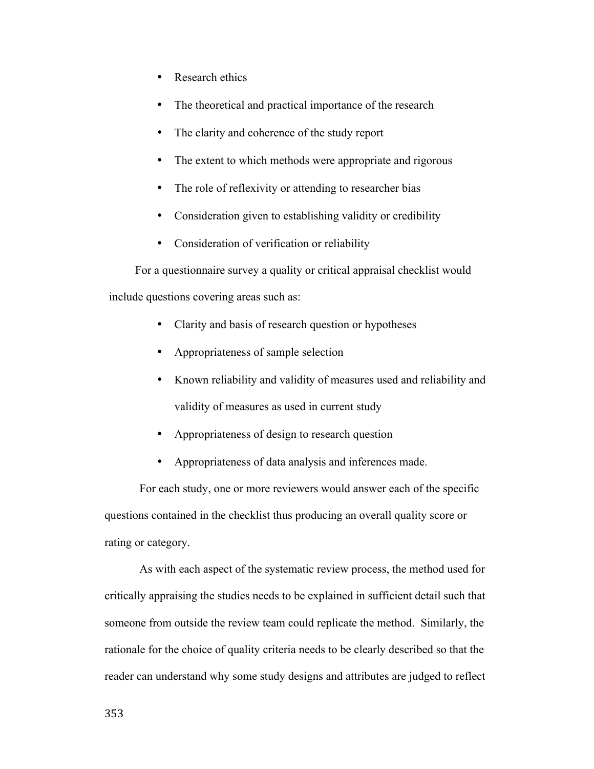- Research ethics
- The theoretical and practical importance of the research
- The clarity and coherence of the study report
- The extent to which methods were appropriate and rigorous
- The role of reflexivity or attending to researcher bias
- Consideration given to establishing validity or credibility
- Consideration of verification or reliability

For a questionnaire survey a quality or critical appraisal checklist would include questions covering areas such as:

- Clarity and basis of research question or hypotheses
- Appropriateness of sample selection
- Known reliability and validity of measures used and reliability and validity of measures as used in current study
- Appropriateness of design to research question
- Appropriateness of data analysis and inferences made.

For each study, one or more reviewers would answer each of the specific questions contained in the checklist thus producing an overall quality score or rating or category.

As with each aspect of the systematic review process, the method used for critically appraising the studies needs to be explained in sufficient detail such that someone from outside the review team could replicate the method. Similarly, the rationale for the choice of quality criteria needs to be clearly described so that the reader can understand why some study designs and attributes are judged to reflect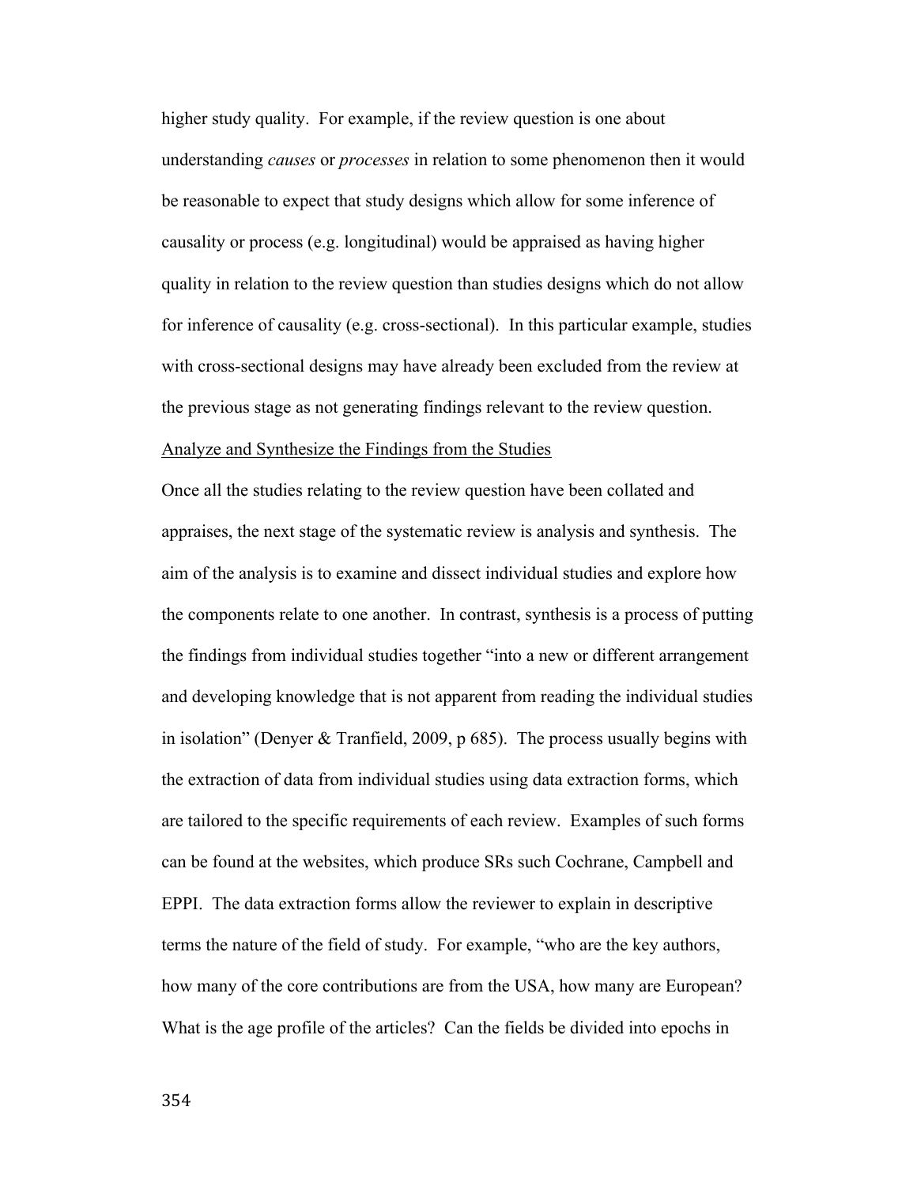higher study quality. For example, if the review question is one about understanding *causes* or *processes* in relation to some phenomenon then it would be reasonable to expect that study designs which allow for some inference of causality or process (e.g. longitudinal) would be appraised as having higher quality in relation to the review question than studies designs which do not allow for inference of causality (e.g. cross-sectional). In this particular example, studies with cross-sectional designs may have already been excluded from the review at the previous stage as not generating findings relevant to the review question.

<u>Analyze and Synthesize the Findings from the Studies</u>

Once all the studies relating to the review question have been collated and appraises, the next stage of the systematic review is analysis and synthesis. The aim of the analysis is to examine and dissect individual studies and explore how the components relate to one another. In contrast, synthesis is a process of putting the findings from individual studies together "into a new or different arrangement and developing knowledge that is not apparent from reading the individual studies in isolation" (Denyer & Tranfield, 2009, p 685). The process usually begins with the extraction of data from individual studies using data extraction forms, which are tailored to the specific requirements of each review. Examples of such forms can be found at the websites, which produce SRs such Cochrane, Campbell and EPPI. The data extraction forms allow the reviewer to explain in descriptive terms the nature of the field of study. For example, "who are the key authors, how many of the core contributions are from the USA, how many are European? What is the age profile of the articles? Can the fields be divided into epochs in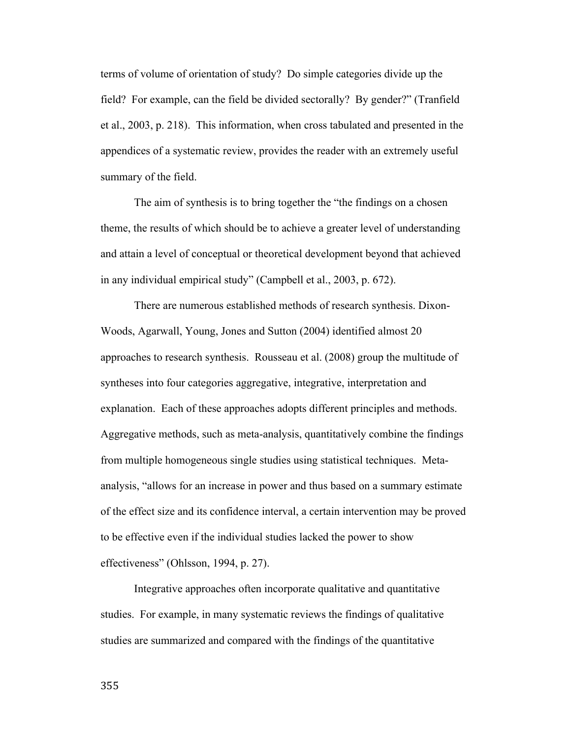terms of volume of orientation of study? Do simple categories divide up the field? For example, can the field be divided sectorally? By gender?" (Tranfield et al., 2003, p. 218). This information, when cross tabulated and presented in the appendices of a systematic review, provides the reader with an extremely useful summary of the field.

The aim of synthesis is to bring together the "the findings on a chosen theme, the results of which should be to achieve a greater level of understanding and attain a level of conceptual or theoretical development beyond that achieved in any individual empirical study" (Campbell et al., 2003, p. 672).

There are numerous established methods of research synthesis. Dixon-Woods, Agarwall, Young, Jones and Sutton (2004) identified almost 20 approaches to research synthesis. Rousseau et al. (2008) group the multitude of syntheses into four categories aggregative, integrative, interpretation and explanation. Each of these approaches adopts different principles and methods. Aggregative methods, such as meta-analysis, quantitatively combine the findings from multiple homogeneous single studies using statistical techniques. Meta-analysis, "allows for an increase in power and thus based on a summary estimate of the effect size and its confidence interval, a certain intervention may be proved to be effective even if the individual studies lacked the power to show effectiveness" (Ohlsson, 1994, p. 27).

Integrative approaches often incorporate qualitative and quantitative studies. For example, in many systematic reviews the findings of qualitative studies are summarized and compared with the findings of the quantitative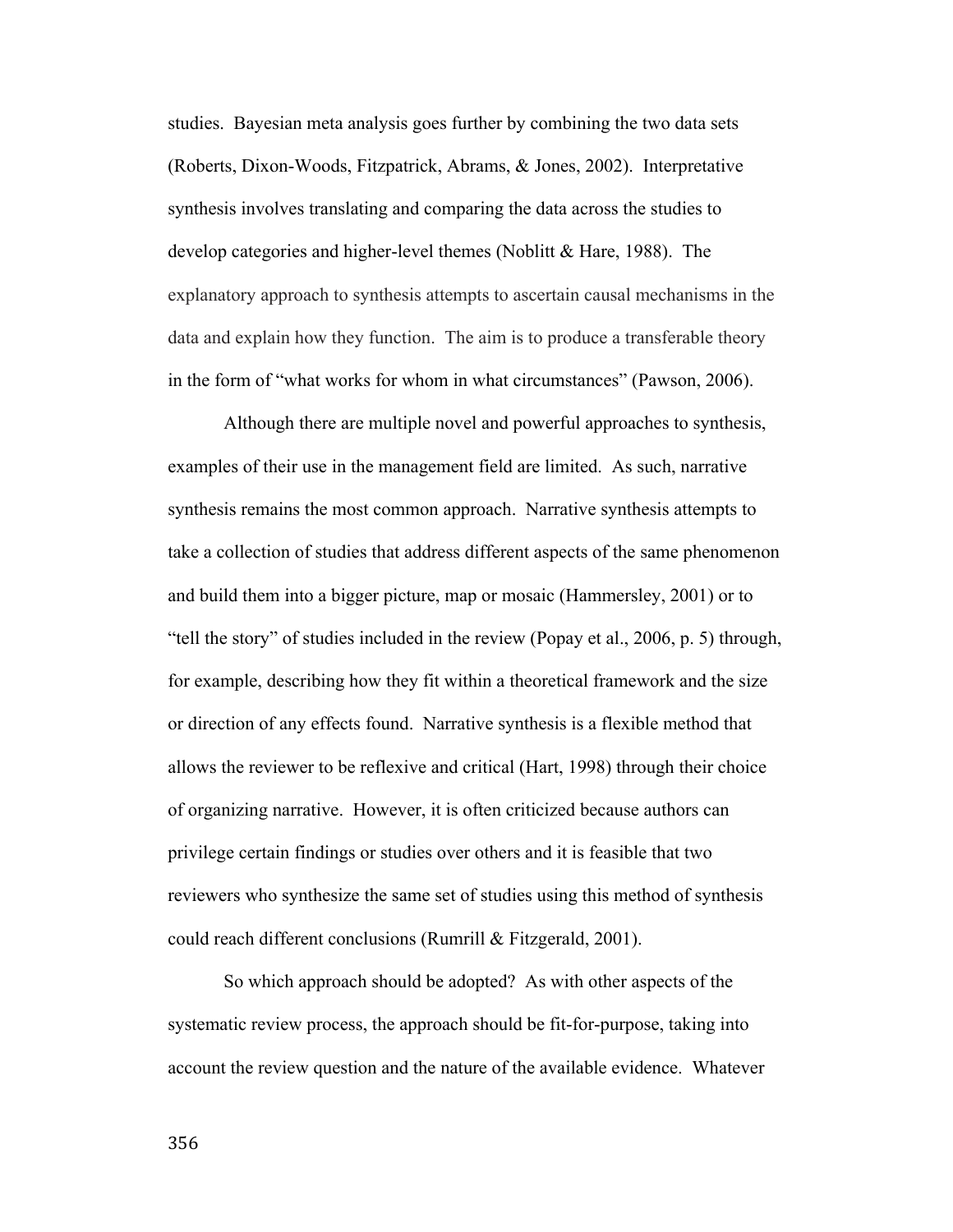studies. Bayesian meta analysis goes further by combining the two data sets (Roberts, Dixon-Woods, Fitzpatrick, Abrams, & Jones, 2002). Interpretative synthesis involves translating and comparing the data across the studies to develop categories and higher-level themes (Noblitt & Hare, 1988). The explanatory approach to synthesis attempts to ascertain causal mechanisms in the data and explain how they function. The aim is to produce a transferable theory in the form of "what works for whom in what circumstances" (Pawson, 2006).

Although there are multiple novel and powerful approaches to synthesis, examples of their use in the management field are limited. As such, narrative synthesis remains the most common approach. Narrative synthesis attempts to take a collection of studies that address different aspects of the same phenomenon and build them into a bigger picture, map or mosaic (Hammersley, 2001) or to "tell the story" of studies included in the review (Popay et al., 2006, p. 5) through, for example, describing how they fit within a theoretical framework and the size or direction of any effects found. Narrative synthesis is a flexible method that allows the reviewer to be reflexive and critical (Hart, 1998) through their choice of organizing narrative. However, it is often criticized because authors can privilege certain findings or studies over others and it is feasible that two reviewers who synthesize the same set of studies using this method of synthesis could reach different conclusions (Rumrill & Fitzgerald, 2001).

So which approach should be adopted? As with other aspects of the systematic review process, the approach should be fit-for-purpose, taking into account the review question and the nature of the available evidence. Whatever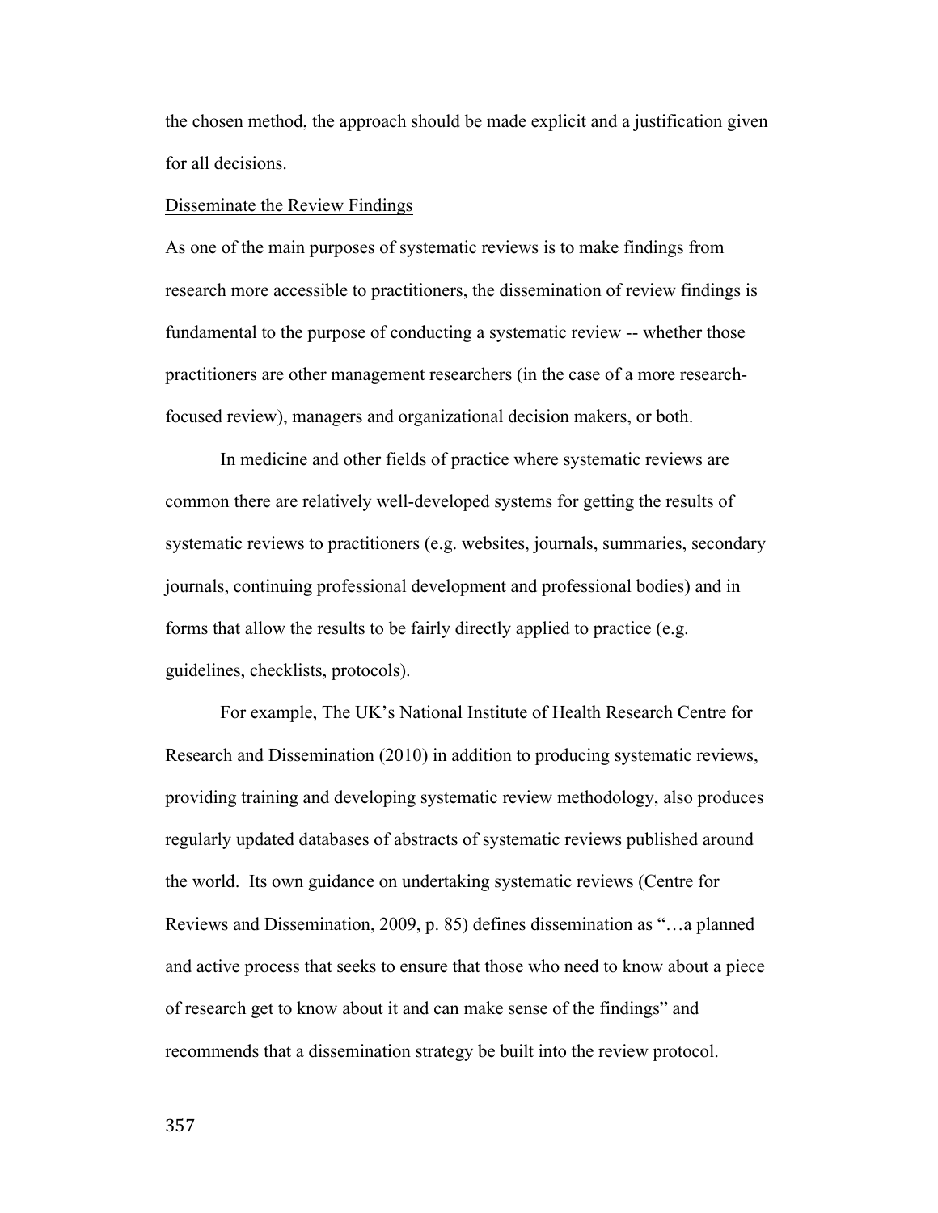the chosen method, the approach should be made explicit and a justification given for all decisions.

## Disseminate the Review Findings

As one of the main purposes of systematic reviews is to make findings from research more accessible to practitioners, the dissemination of review findings is fundamental to the purpose of conducting a systematic review -- whether those practitioners are other management researchers (in the case of a more research-focused review), managers and organizational decision makers, or both.

In medicine and other fields of practice where systematic reviews are common there are relatively well-developed systems for getting the results of systematic reviews to practitioners (e.g. websites, journals, summaries, secondary journals, continuing professional development and professional bodies) and in forms that allow the results to be fairly directly applied to practice (e.g. guidelines, checklists, protocols).

For example, The UK's National Institute of Health Research Centre for Research and Dissemination (2010) in addition to producing systematic reviews, providing training and developing systematic review methodology, also produces regularly updated databases of abstracts of systematic reviews published around the world. Its own guidance on undertaking systematic reviews (Centre for Reviews and Dissemination, 2009, p. 85) defines dissemination as "…a planned and active process that seeks to ensure that those who need to know about a piece of research get to know about it and can make sense of the findings" and recommends that a dissemination strategy be built into the review protocol.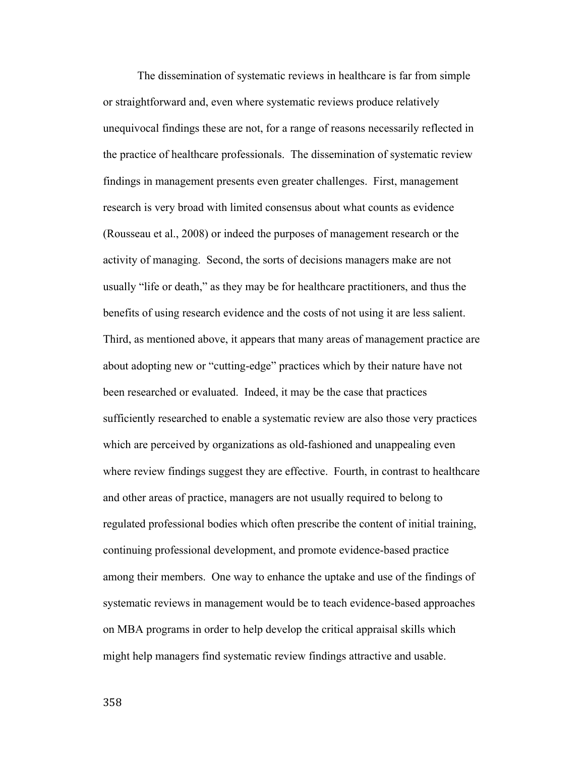The dissemination of systematic reviews in healthcare is far from simple or straightforward and, even where systematic reviews produce relatively unequivocal findings these are not, for a range of reasons necessarily reflected in the practice of healthcare professionals. The dissemination of systematic review findings in management presents even greater challenges. First, management research is very broad with limited consensus about what counts as evidence (Rousseau et al., 2008) or indeed the purposes of management research or the activity of managing. Second, the sorts of decisions managers make are not usually "life or death," as they may be for healthcare practitioners, and thus the benefits of using research evidence and the costs of not using it are less salient. Third, as mentioned above, it appears that many areas of management practice are about adopting new or "cutting-edge" practices which by their nature have not been researched or evaluated. Indeed, it may be the case that practices sufficiently researched to enable a systematic review are also those very practices which are perceived by organizations as old-fashioned and unappealing even where review findings suggest they are effective. Fourth, in contrast to healthcare and other areas of practice, managers are not usually required to belong to regulated professional bodies which often prescribe the content of initial training, continuing professional development, and promote evidence-based practice among their members. One way to enhance the uptake and use of the findings of systematic reviews in management would be to teach evidence-based approaches on MBA programs in order to help develop the critical appraisal skills which might help managers find systematic review findings attractive and usable.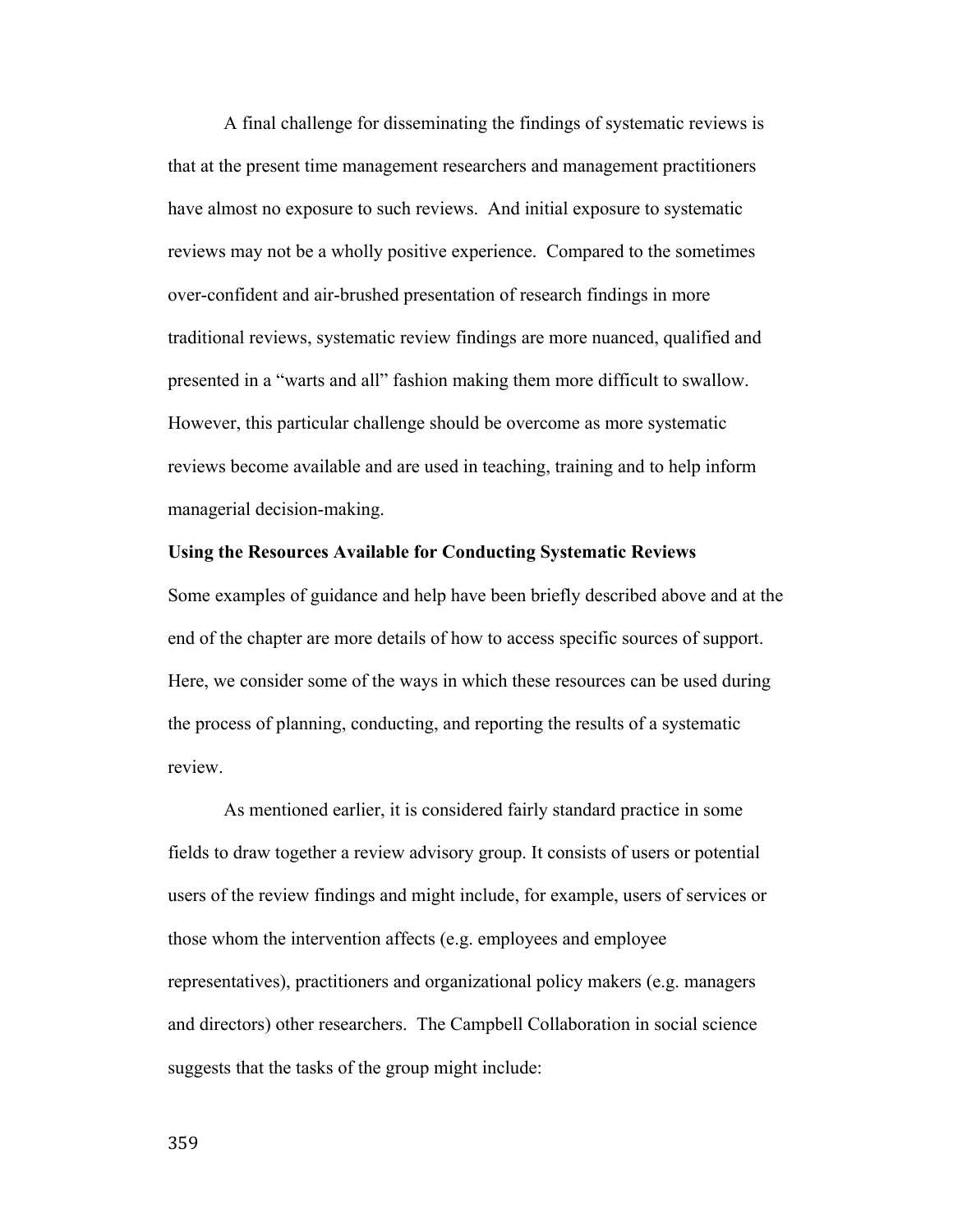A final challenge for disseminating the findings of systematic reviews is that at the present time management researchers and management practitioners have almost no exposure to such reviews. And initial exposure to systematic reviews may not be a wholly positive experience. Compared to the sometimes over-confident and air-brushed presentation of research findings in more traditional reviews, systematic review findings are more nuanced, qualified and presented in a "warts and all" fashion making them more difficult to swallow. However, this particular challenge should be overcome as more systematic reviews become available and are used in teaching, training and to help inform managerial decision-making.

**Using the Resources Available for Conducting Systematic Reviews**

Some examples of guidance and help have been briefly described above and at the end of the chapter are more details of how to access specific sources of support. Here, we consider some of the ways in which these resources can be used during the process of planning, conducting, and reporting the results of a systematic review.

As mentioned earlier, it is considered fairly standard practice in some fields to draw together a review advisory group. It consists of users or potential users of the review findings and might include, for example, users of services or those whom the intervention affects (e.g. employees and employee representatives), practitioners and organizational policy makers (e.g. managers and directors) other researchers. The Campbell Collaboration in social science suggests that the tasks of the group might include: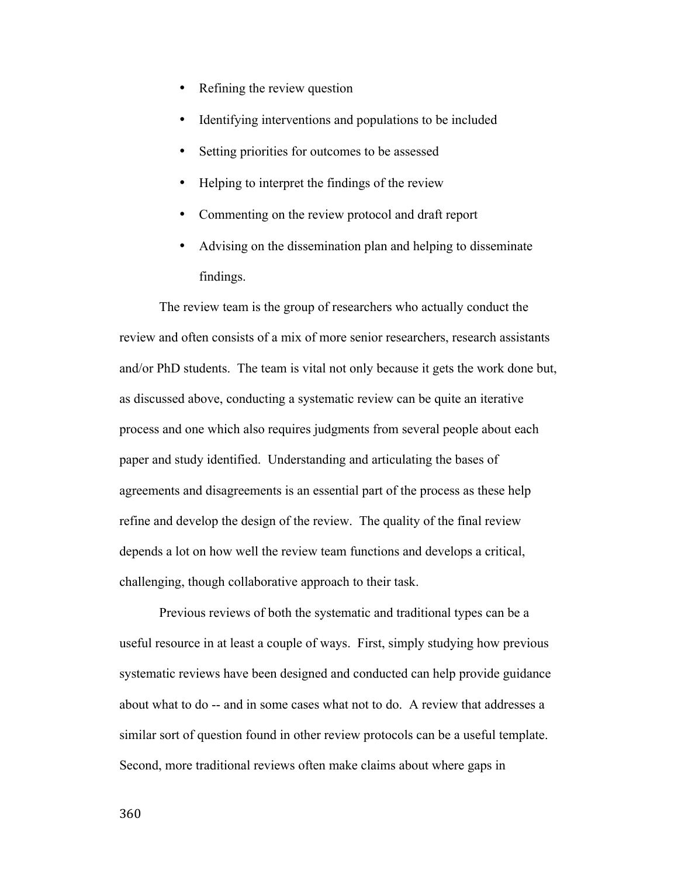- Refining the review question
- Identifying interventions and populations to be included
- Setting priorities for outcomes to be assessed
- Helping to interpret the findings of the review
- Commenting on the review protocol and draft report
- Advising on the dissemination plan and helping to disseminate findings.

The review team is the group of researchers who actually conduct the review and often consists of a mix of more senior researchers, research assistants and/or PhD students. The team is vital not only because it gets the work done but, as discussed above, conducting a systematic review can be quite an iterative process and one which also requires judgments from several people about each paper and study identified. Understanding and articulating the bases of agreements and disagreements is an essential part of the process as these help refine and develop the design of the review. The quality of the final review depends a lot on how well the review team functions and develops a critical, challenging, though collaborative approach to their task.

Previous reviews of both the systematic and traditional types can be a useful resource in at least a couple of ways. First, simply studying how previous systematic reviews have been designed and conducted can help provide guidance about what to do -- and in some cases what not to do. A review that addresses a similar sort of question found in other review protocols can be a useful template. Second, more traditional reviews often make claims about where gaps in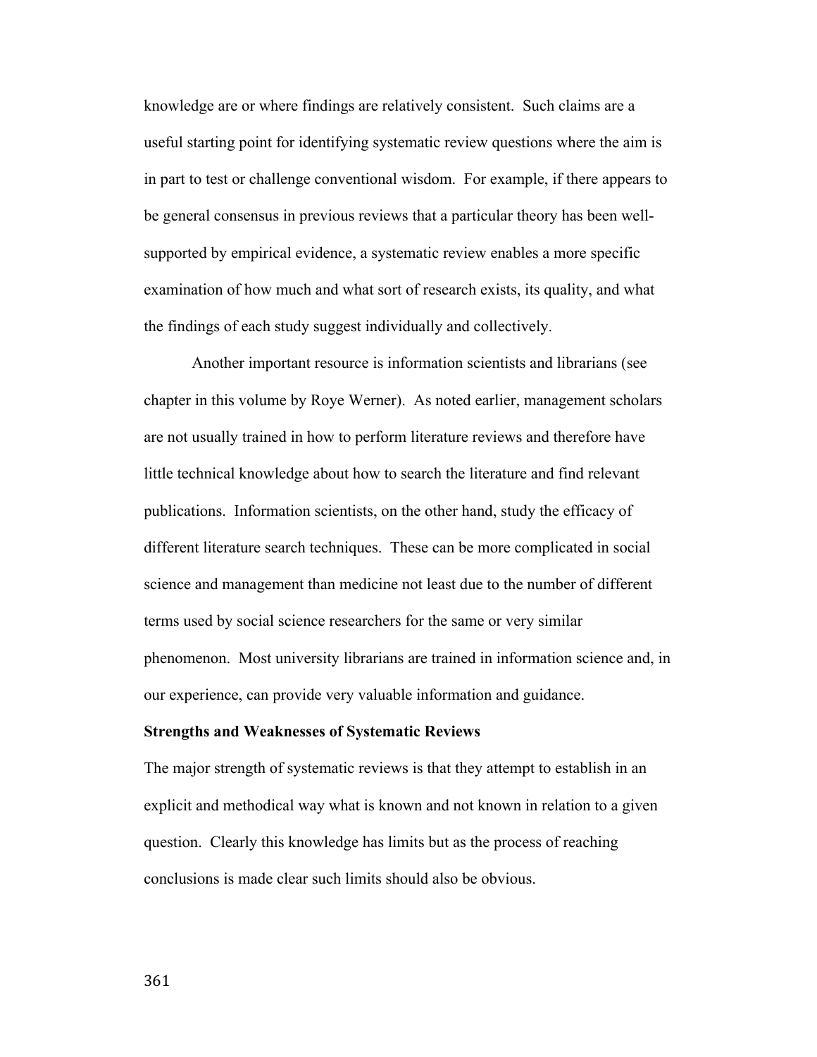knowledge are or where findings are relatively consistent. Such claims are a useful starting point for identifying systematic review questions where the aim is in part to test or challenge conventional wisdom. For example, if there appears to be general consensus in previous reviews that a particular theory has been well-supported by empirical evidence, a systematic review enables a more specific examination of how much and what sort of research exists, its quality, and what the findings of each study suggest individually and collectively.

Another important resource is information scientists and librarians (see chapter in this volume by Roye Werner). As noted earlier, management scholars are not usually trained in how to perform literature reviews and therefore have little technical knowledge about how to search the literature and find relevant publications. Information scientists, on the other hand, study the efficacy of different literature search techniques. These can be more complicated in social science and management than medicine not least due to the number of different terms used by social science researchers for the same or very similar phenomenon. Most university librarians are trained in information science and, in our experience, can provide very valuable information and guidance.

**Strengths and Weaknesses of Systematic Reviews**

The major strength of systematic reviews is that they attempt to establish in an explicit and methodical way what is known and not known in relation to a given question. Clearly this knowledge has limits but as the process of reaching conclusions is made clear such limits should also be obvious.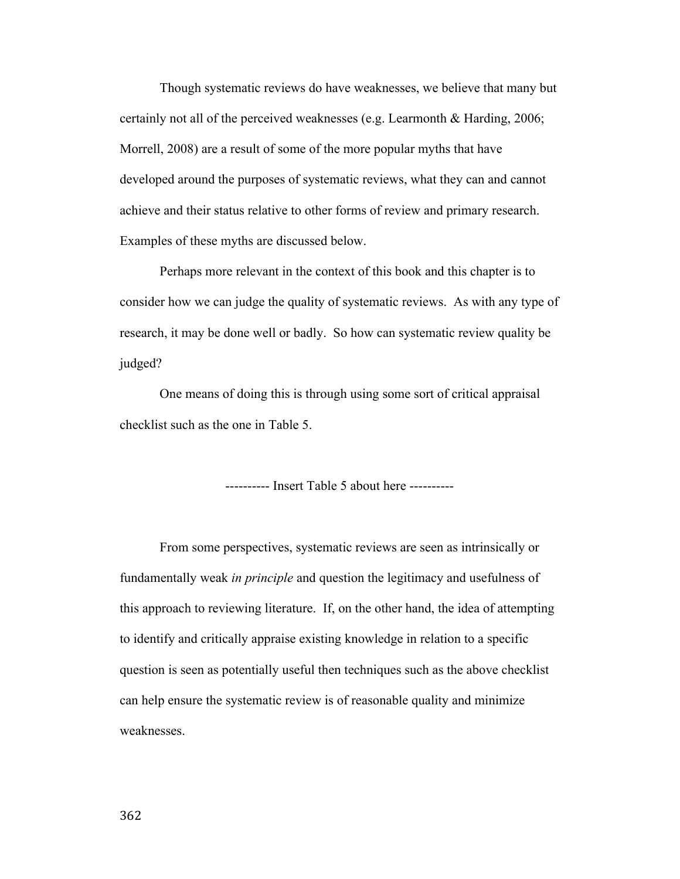Though systematic reviews do have weaknesses, we believe that many but certainly not all of the perceived weaknesses (e.g. Learmonth & Harding, 2006; Morrell, 2008) are a result of some of the more popular myths that have developed around the purposes of systematic reviews, what they can and cannot achieve and their status relative to other forms of review and primary research. Examples of these myths are discussed below.

Perhaps more relevant in the context of this book and this chapter is to consider how we can judge the quality of systematic reviews. As with any type of research, it may be done well or badly. So how can systematic review quality be judged?

One means of doing this is through using some sort of critical appraisal checklist such as the one in Table 5.

---------- Insert Table 5 about here ----------

From some perspectives, systematic reviews are seen as intrinsically or fundamentally weak *in principle* and question the legitimacy and usefulness of this approach to reviewing literature. If, on the other hand, the idea of attempting to identify and critically appraise existing knowledge in relation to a specific question is seen as potentially useful then techniques such as the above checklist can help ensure the systematic review is of reasonable quality and minimize weaknesses.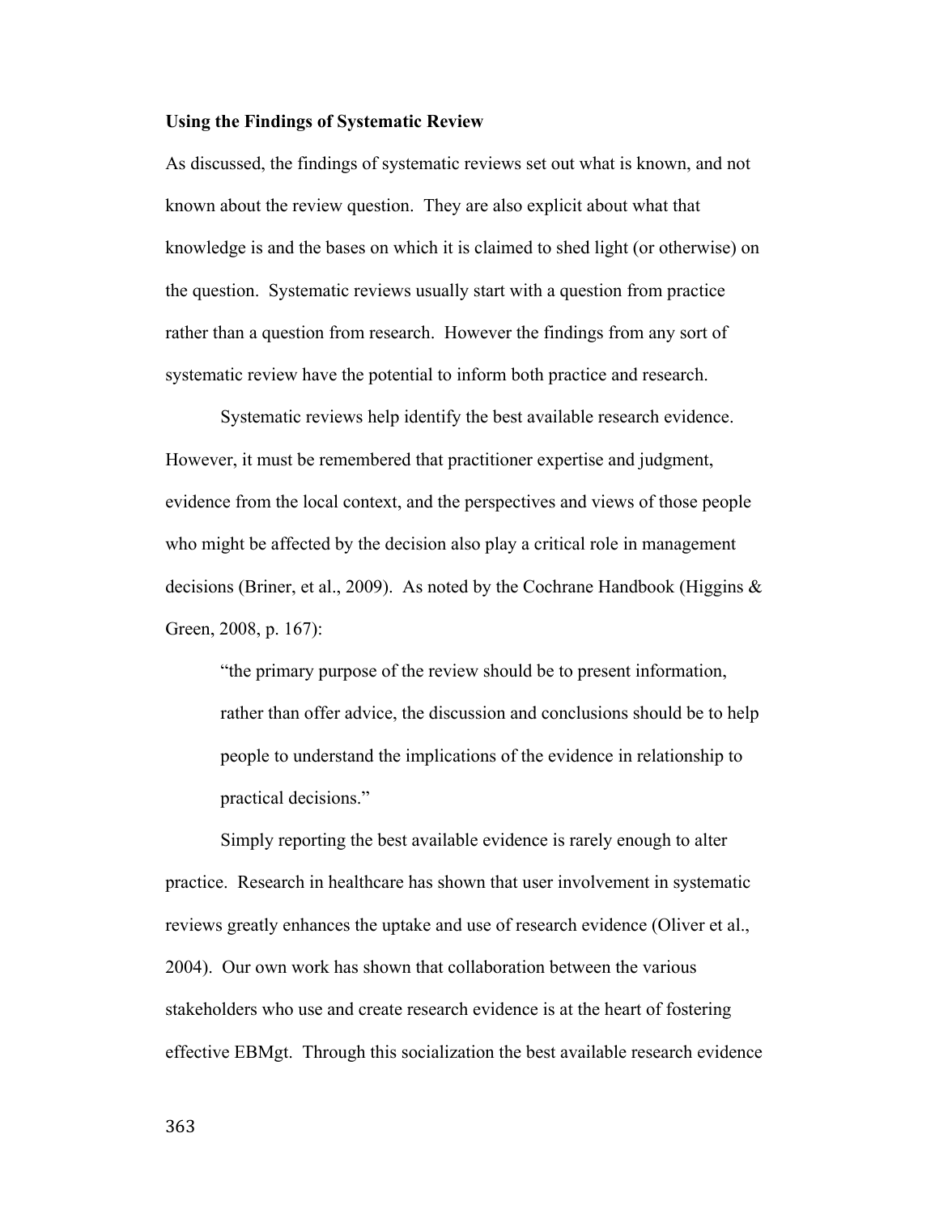**Using the Findings of Systematic Review**

As discussed, the findings of systematic reviews set out what is known, and not known about the review question. They are also explicit about what that knowledge is and the bases on which it is claimed to shed light (or otherwise) on the question. Systematic reviews usually start with a question from practice rather than a question from research. However the findings from any sort of systematic review have the potential to inform both practice and research.

Systematic reviews help identify the best available research evidence. However, it must be remembered that practitioner expertise and judgment, evidence from the local context, and the perspectives and views of those people who might be affected by the decision also play a critical role in management decisions (Briner, et al., 2009). As noted by the Cochrane Handbook (Higgins & Green, 2008, p. 167):

> "the primary purpose of the review should be to present information, rather than offer advice, the discussion and conclusions should be to help people to understand the implications of the evidence in relationship to practical decisions."

Simply reporting the best available evidence is rarely enough to alter practice. Research in healthcare has shown that user involvement in systematic reviews greatly enhances the uptake and use of research evidence (Oliver et al., 2004). Our own work has shown that collaboration between the various stakeholders who use and create research evidence is at the heart of fostering effective EBMgt. Through this socialization the best available research evidence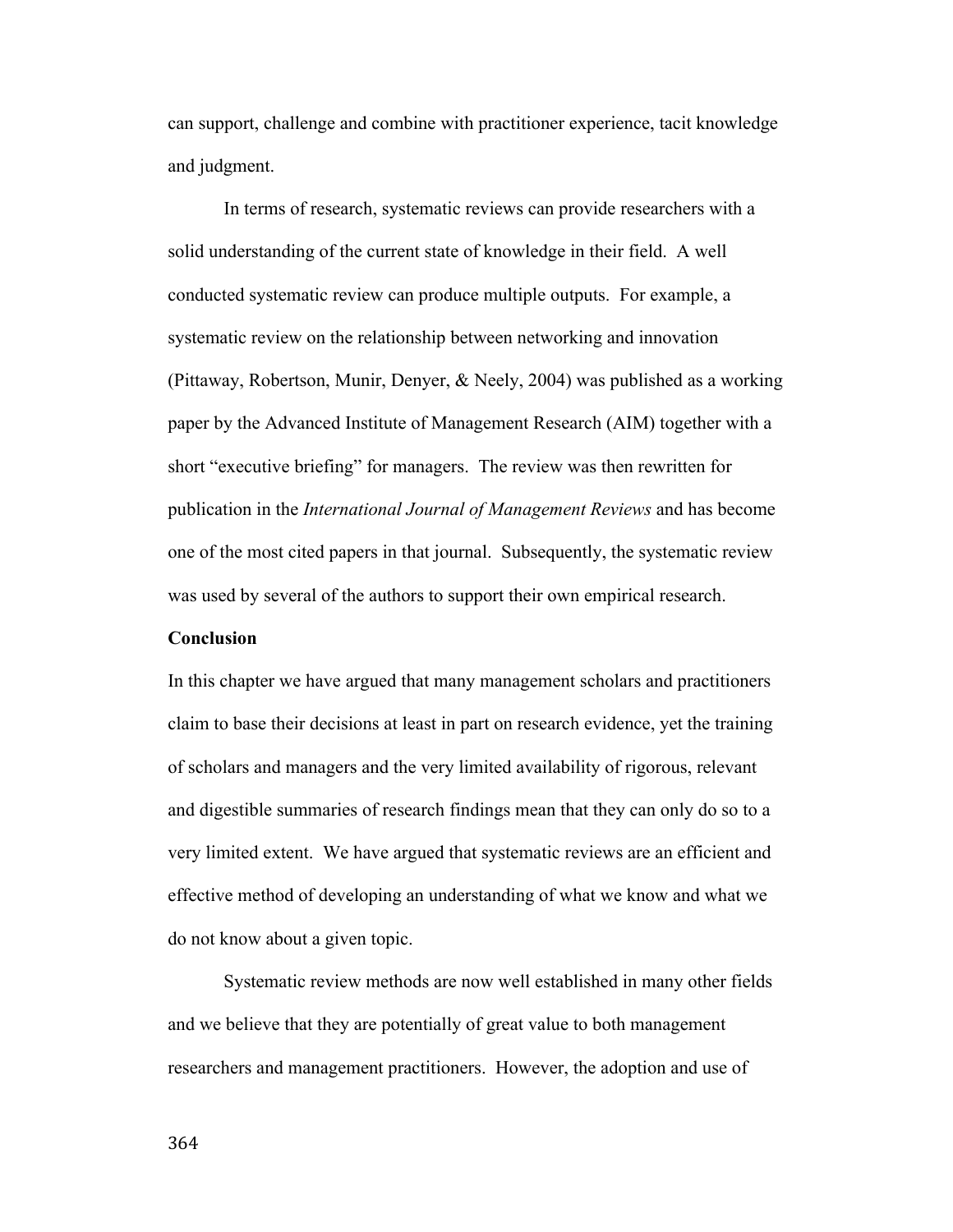can support, challenge and combine with practitioner experience, tacit knowledge and judgment.

In terms of research, systematic reviews can provide researchers with a solid understanding of the current state of knowledge in their field. A well conducted systematic review can produce multiple outputs. For example, a systematic review on the relationship between networking and innovation (Pittaway, Robertson, Munir, Denyer, & Neely, 2004) was published as a working paper by the Advanced Institute of Management Research (AIM) together with a short "executive briefing" for managers. The review was then rewritten for publication in the *International Journal of Management Reviews* and has become one of the most cited papers in that journal. Subsequently, the systematic review was used by several of the authors to support their own empirical research.

**Conclusion**

In this chapter we have argued that many management scholars and practitioners claim to base their decisions at least in part on research evidence, yet the training of scholars and managers and the very limited availability of rigorous, relevant and digestible summaries of research findings mean that they can only do so to a very limited extent. We have argued that systematic reviews are an efficient and effective method of developing an understanding of what we know and what we do not know about a given topic.

Systematic review methods are now well established in many other fields and we believe that they are potentially of great value to both management researchers and management practitioners. However, the adoption and use of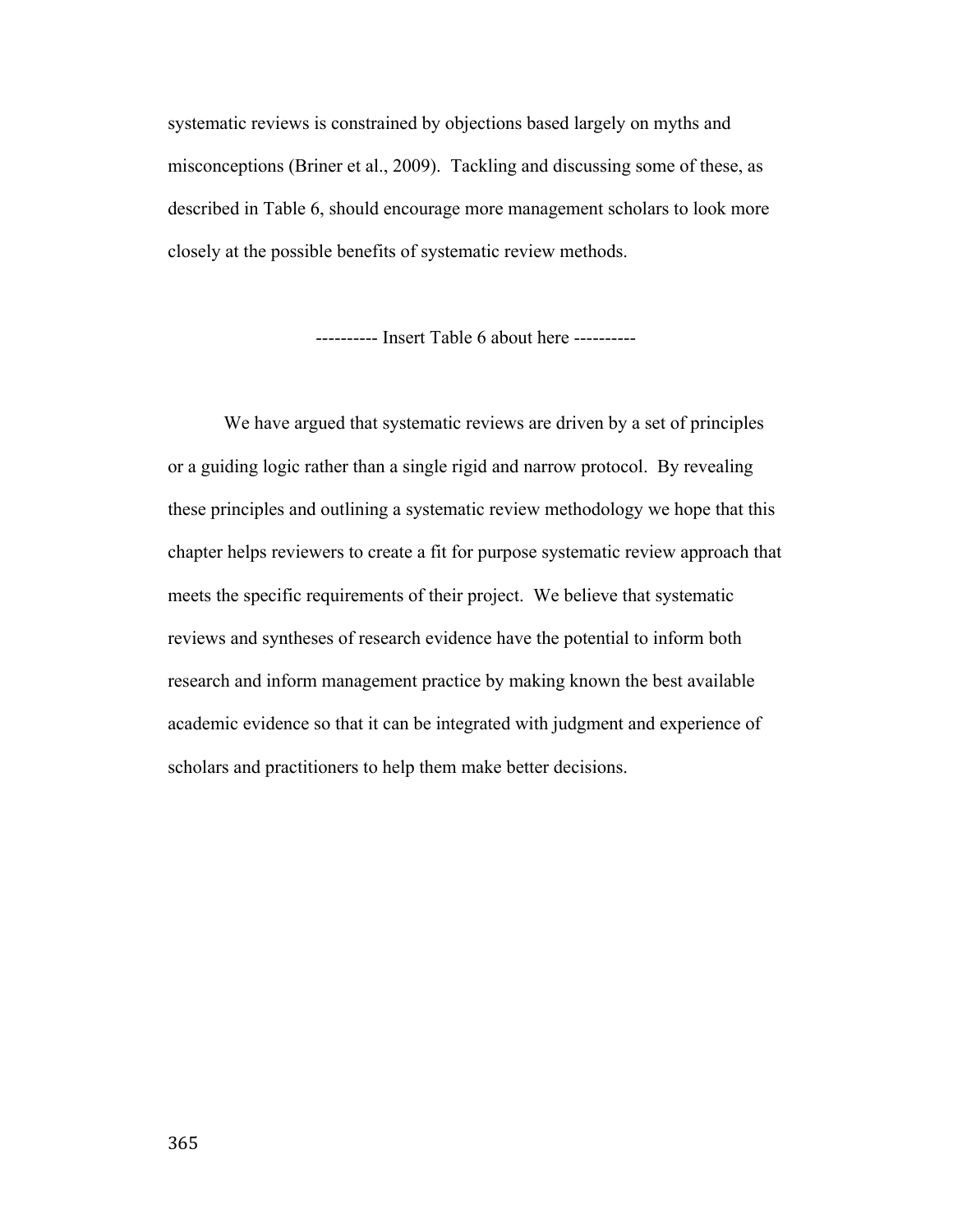systematic reviews is constrained by objections based largely on myths and misconceptions (Briner et al., 2009). Tackling and discussing some of these, as described in Table 6, should encourage more management scholars to look more closely at the possible benefits of systematic review methods.

---------- Insert Table 6 about here ----------

We have argued that systematic reviews are driven by a set of principles or a guiding logic rather than a single rigid and narrow protocol. By revealing these principles and outlining a systematic review methodology we hope that this chapter helps reviewers to create a fit for purpose systematic review approach that meets the specific requirements of their project. We believe that systematic reviews and syntheses of research evidence have the potential to inform both research and inform management practice by making known the best available academic evidence so that it can be integrated with judgment and experience of scholars and practitioners to help them make better decisions.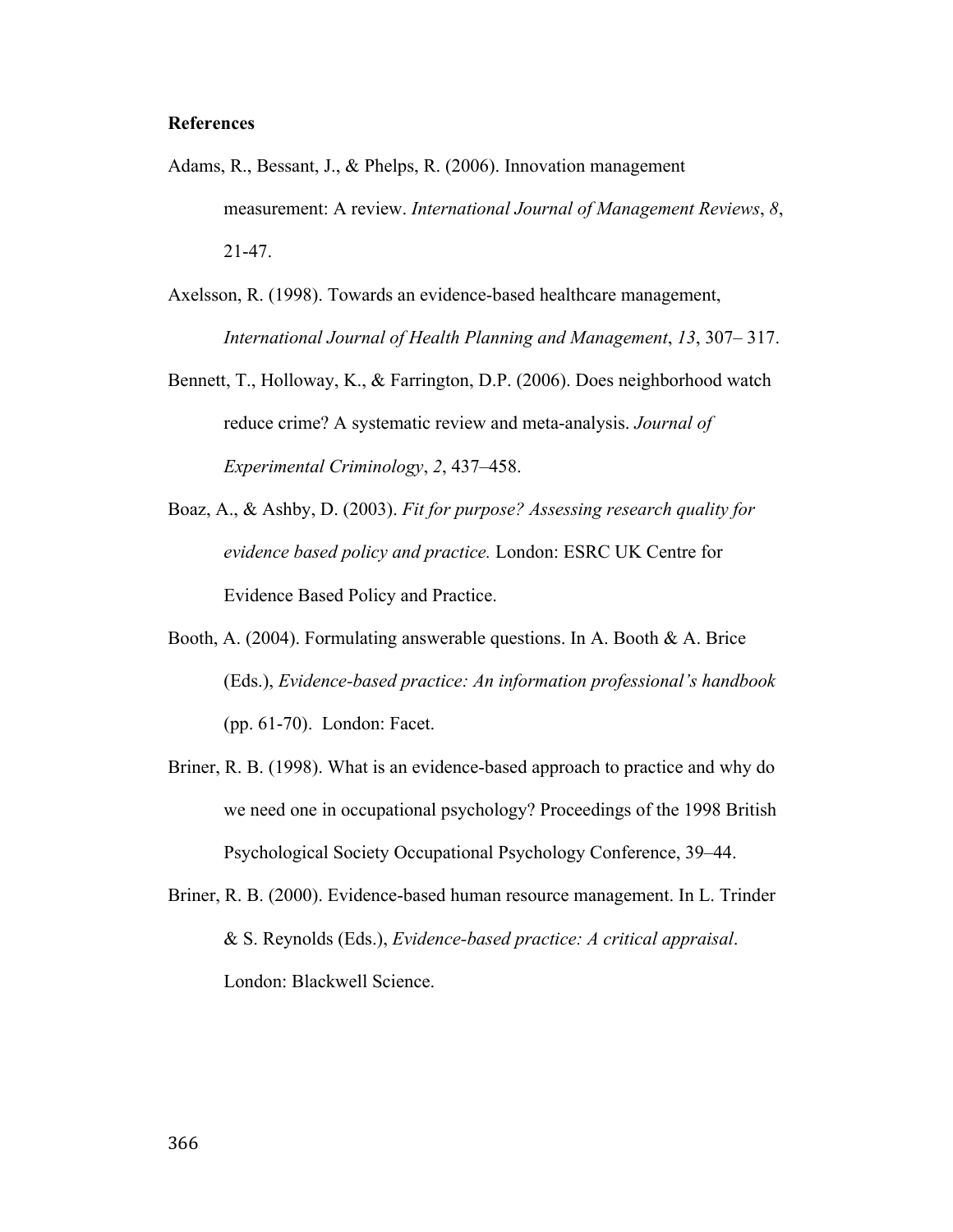**References**

Adams, R., Bessant, J., & Phelps, R. (2006). Innovation management measurement: A review. *International Journal of Management Reviews*, *8*, 21-47.

Axelsson, R. (1998). Towards an evidence-based healthcare management, *International Journal of Health Planning and Management*, *13*, 307– 317.

Bennett, T., Holloway, K., & Farrington, D.P. (2006). Does neighborhood watch reduce crime? A systematic review and meta-analysis. *Journal of Experimental Criminology*, *2*, 437–458.

Boaz, A., & Ashby, D. (2003). *Fit for purpose? Assessing research quality for evidence based policy and practice.* London: ESRC UK Centre for Evidence Based Policy and Practice.

Booth, A. (2004). Formulating answerable questions. In A. Booth & A. Brice (Eds.), *Evidence-based practice: An information professional's handbook* (pp. 61-70). London: Facet.

Briner, R. B. (1998). What is an evidence-based approach to practice and why do we need one in occupational psychology? Proceedings of the 1998 British Psychological Society Occupational Psychology Conference, 39–44.

Briner, R. B. (2000). Evidence-based human resource management. In L. Trinder & S. Reynolds (Eds.), *Evidence-based practice: A critical appraisal*. London: Blackwell Science.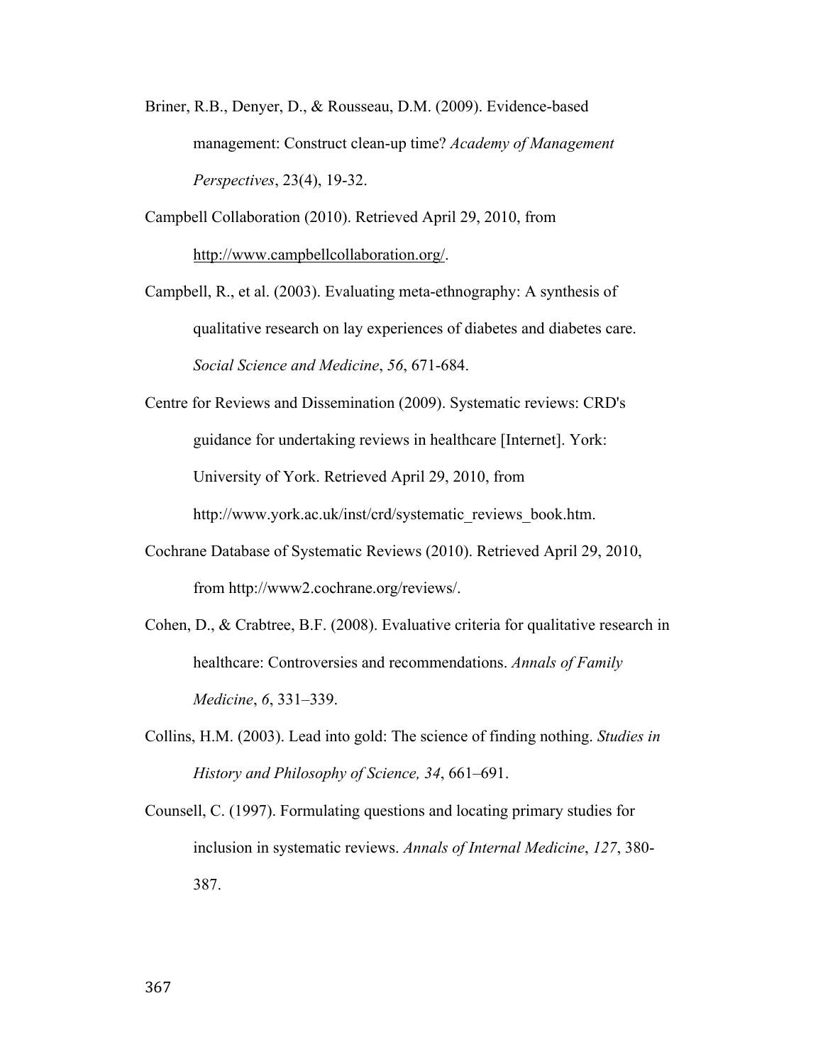Briner, R.B., Denyer, D., & Rousseau, D.M. (2009). Evidence-based management: Construct clean-up time? *Academy of Management Perspectives*, 23(4), 19-32.

Campbell Collaboration (2010). Retrieved April 29, 2010, from http://www.campbellcollaboration.org/.

Campbell, R., et al. (2003). Evaluating meta-ethnography: A synthesis of qualitative research on lay experiences of diabetes and diabetes care. *Social Science and Medicine*, *56*, 671-684.

Centre for Reviews and Dissemination (2009). Systematic reviews: CRD's guidance for undertaking reviews in healthcare [Internet]. York: University of York. Retrieved April 29, 2010, from http://www.york.ac.uk/inst/crd/systematic_reviews_book.htm.

Cochrane Database of Systematic Reviews (2010). Retrieved April 29, 2010, from http://www2.cochrane.org/reviews/.

Cohen, D., & Crabtree, B.F. (2008). Evaluative criteria for qualitative research in healthcare: Controversies and recommendations. *Annals of Family Medicine*, *6*, 331–339.

Collins, H.M. (2003). Lead into gold: The science of finding nothing. *Studies in History and Philosophy of Science, 34*, 661–691.

Counsell, C. (1997). Formulating questions and locating primary studies for inclusion in systematic reviews. *Annals of Internal Medicine*, *127*, 380-387.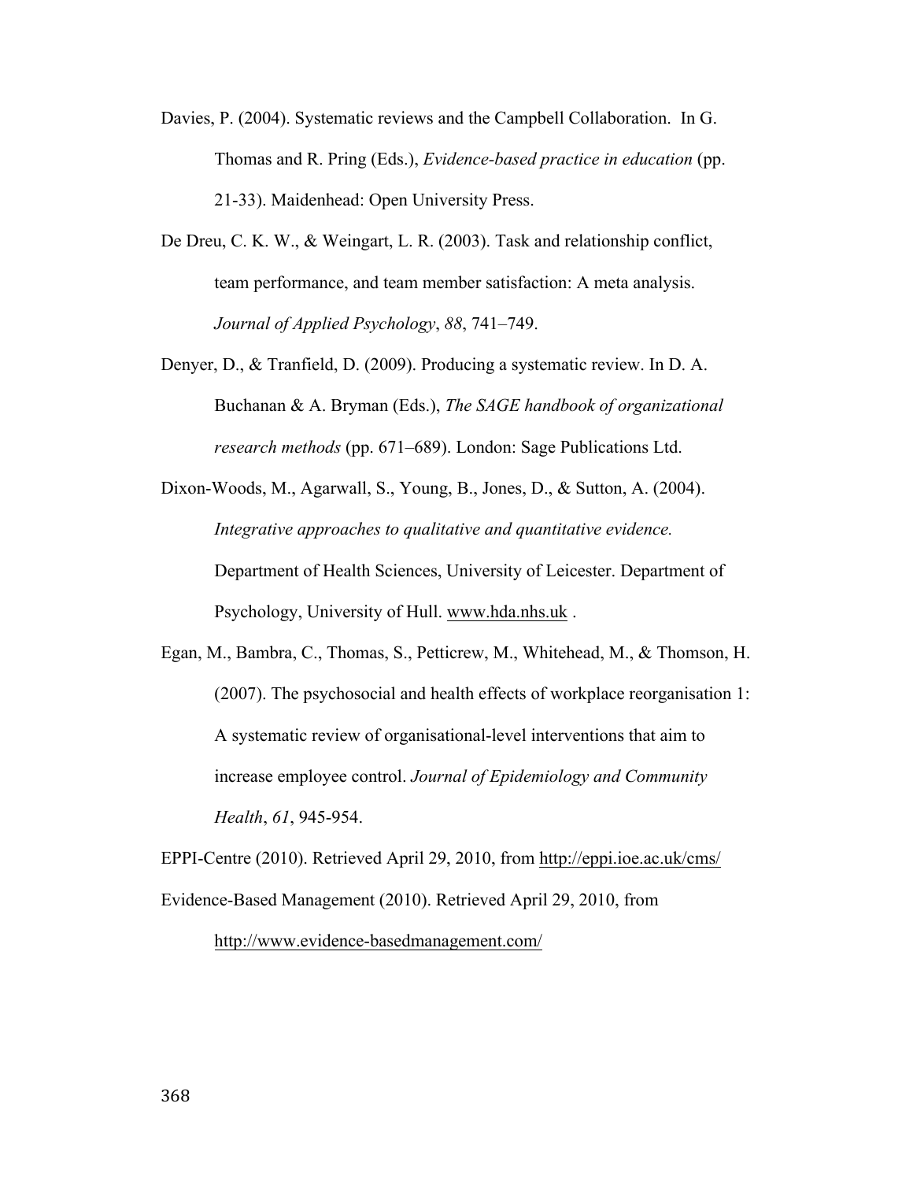Davies, P. (2004). Systematic reviews and the Campbell Collaboration.  In G. Thomas and R. Pring (Eds.), *Evidence-based practice in education* (pp. 21-33). Maidenhead: Open University Press.

De Dreu, C. K. W., & Weingart, L. R. (2003). Task and relationship conflict, team performance, and team member satisfaction: A meta analysis. *Journal of Applied Psychology*, *88*, 741–749.

Denyer, D., & Tranfield, D. (2009). Producing a systematic review. In D. A. Buchanan & A. Bryman (Eds.), *The SAGE handbook of organizational research methods* (pp. 671–689). London: Sage Publications Ltd.

Dixon-Woods, M., Agarwall, S., Young, B., Jones, D., & Sutton, A. (2004). *Integrative approaches to qualitative and quantitative evidence.* Department of Health Sciences, University of Leicester. Department of Psychology, University of Hull. www.hda.nhs.uk .

Egan, M., Bambra, C., Thomas, S., Petticrew, M., Whitehead, M., & Thomson, H. (2007). The psychosocial and health effects of workplace reorganisation 1: A systematic review of organisational-level interventions that aim to increase employee control. *Journal of Epidemiology and Community Health*, *61*, 945-954.

EPPI-Centre (2010). Retrieved April 29, 2010, from http://eppi.ioe.ac.uk/cms/

Evidence-Based Management (2010). Retrieved April 29, 2010, from http://www.evidence-basedmanagement.com/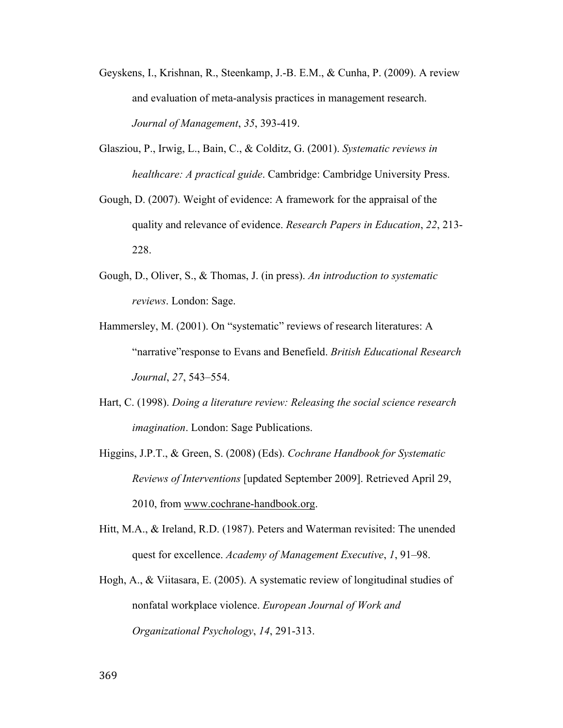Geyskens, I., Krishnan, R., Steenkamp, J.-B. E.M., & Cunha, P. (2009). A review and evaluation of meta-analysis practices in management research. *Journal of Management*, *35*, 393-419.

Glasziou, P., Irwig, L., Bain, C., & Colditz, G. (2001). *Systematic reviews in healthcare: A practical guide*. Cambridge: Cambridge University Press.

Gough, D. (2007). Weight of evidence: A framework for the appraisal of the quality and relevance of evidence. *Research Papers in Education*, *22*, 213-228.

Gough, D., Oliver, S., & Thomas, J. (in press). *An introduction to systematic reviews*. London: Sage.

Hammersley, M. (2001). On "systematic" reviews of research literatures: A "narrative"response to Evans and Benefield. *British Educational Research Journal*, *27*, 543–554.

Hart, C. (1998). *Doing a literature review: Releasing the social science research imagination*. London: Sage Publications.

Higgins, J.P.T., & Green, S. (2008) (Eds). *Cochrane Handbook for Systematic Reviews of Interventions* [updated September 2009]. Retrieved April 29, 2010, from www.cochrane-handbook.org.

Hitt, M.A., & Ireland, R.D. (1987). Peters and Waterman revisited: The unended quest for excellence. *Academy of Management Executive*, *1*, 91–98.

Hogh, A., & Viitasara, E. (2005). A systematic review of longitudinal studies of nonfatal workplace violence. *European Journal of Work and Organizational Psychology*, *14*, 291-313.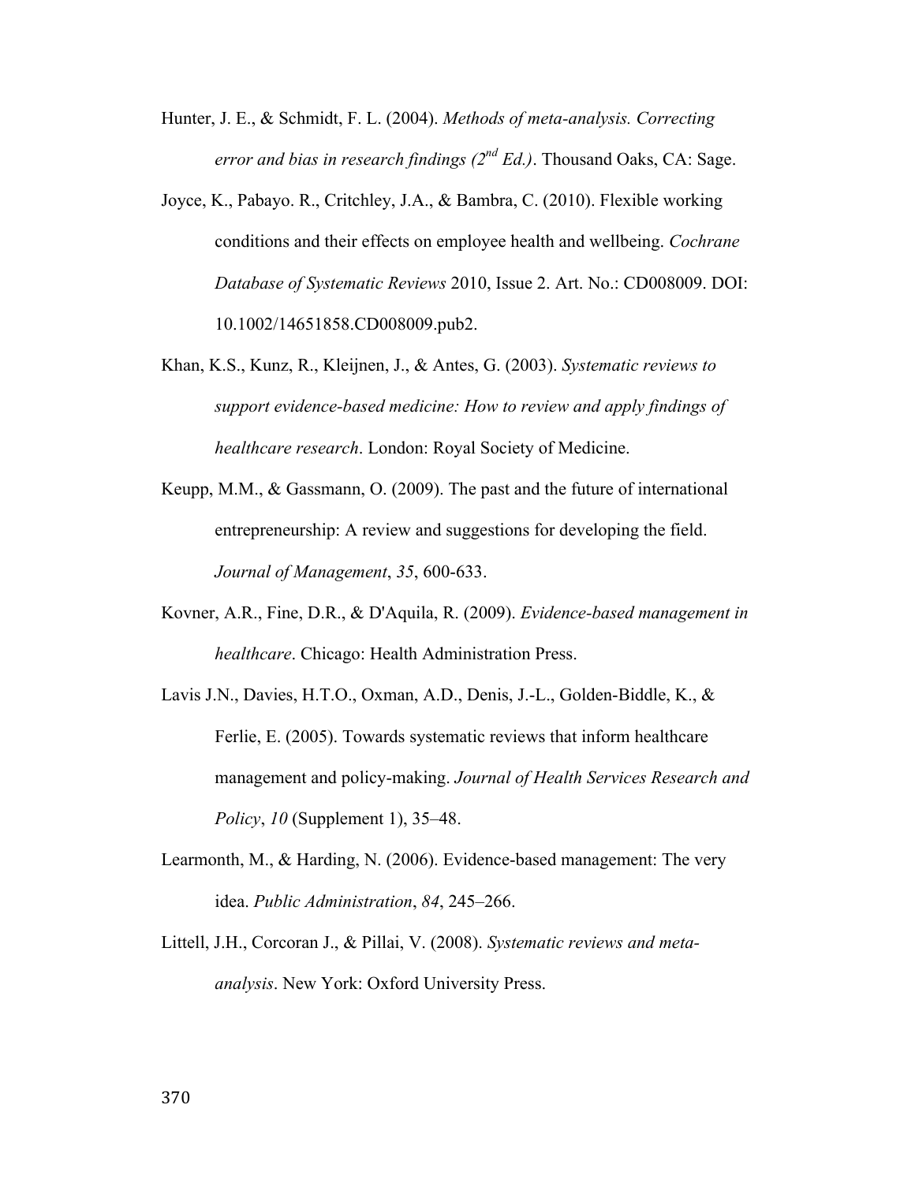Hunter, J. E., & Schmidt, F. L. (2004). *Methods of meta-analysis. Correcting error and bias in research findings (2nd Ed.)*. Thousand Oaks, CA: Sage.

Joyce, K., Pabayo. R., Critchley, J.A., & Bambra, C. (2010). Flexible working conditions and their effects on employee health and wellbeing. *Cochrane Database of Systematic Reviews* 2010, Issue 2. Art. No.: CD008009. DOI: 10.1002/14651858.CD008009.pub2.

Khan, K.S., Kunz, R., Kleijnen, J., & Antes, G. (2003). *Systematic reviews to support evidence-based medicine: How to review and apply findings of healthcare research*. London: Royal Society of Medicine.

Keupp, M.M., & Gassmann, O. (2009). The past and the future of international entrepreneurship: A review and suggestions for developing the field. *Journal of Management*, *35*, 600-633.

Kovner, A.R., Fine, D.R., & D'Aquila, R. (2009). *Evidence-based management in healthcare*. Chicago: Health Administration Press.

Lavis J.N., Davies, H.T.O., Oxman, A.D., Denis, J.-L., Golden-Biddle, K., & Ferlie, E. (2005). Towards systematic reviews that inform healthcare management and policy-making. *Journal of Health Services Research and Policy*, *10* (Supplement 1), 35–48.

Learmonth, M., & Harding, N. (2006). Evidence-based management: The very idea. *Public Administration*, *84*, 245–266.

Littell, J.H., Corcoran J., & Pillai, V. (2008). *Systematic reviews and meta-analysis*. New York: Oxford University Press.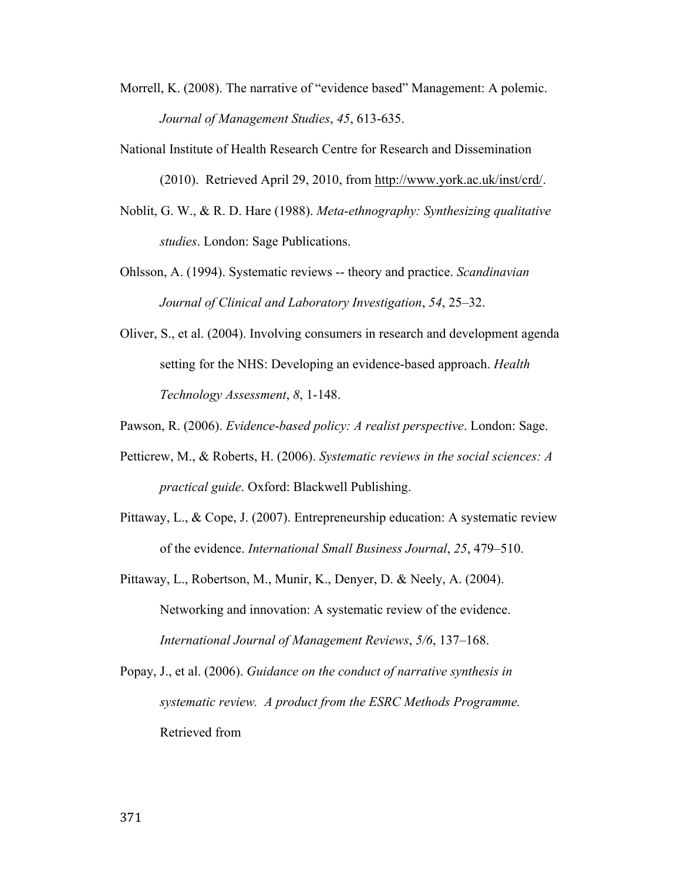Morrell, K. (2008). The narrative of "evidence based" Management: A polemic. *Journal of Management Studies*, *45*, 613-635.

National Institute of Health Research Centre for Research and Dissemination (2010). Retrieved April 29, 2010, from http://www.york.ac.uk/inst/crd/.

Noblit, G. W., & R. D. Hare (1988). *Meta-ethnography: Synthesizing qualitative studies*. London: Sage Publications.

Ohlsson, A. (1994). Systematic reviews -- theory and practice. *Scandinavian Journal of Clinical and Laboratory Investigation*, *54*, 25–32.

Oliver, S., et al. (2004). Involving consumers in research and development agenda setting for the NHS: Developing an evidence-based approach. *Health Technology Assessment*, *8*, 1-148.

Pawson, R. (2006). *Evidence-based policy: A realist perspective*. London: Sage.

Petticrew, M., & Roberts, H. (2006). *Systematic reviews in the social sciences: A practical guide*. Oxford: Blackwell Publishing.

Pittaway, L., & Cope, J. (2007). Entrepreneurship education: A systematic review of the evidence. *International Small Business Journal*, *25*, 479–510.

Pittaway, L., Robertson, M., Munir, K., Denyer, D. & Neely, A. (2004). Networking and innovation: A systematic review of the evidence. *International Journal of Management Reviews*, *5/6*, 137–168.

Popay, J., et al. (2006). *Guidance on the conduct of narrative synthesis in systematic review. A product from the ESRC Methods Programme.* Retrieved from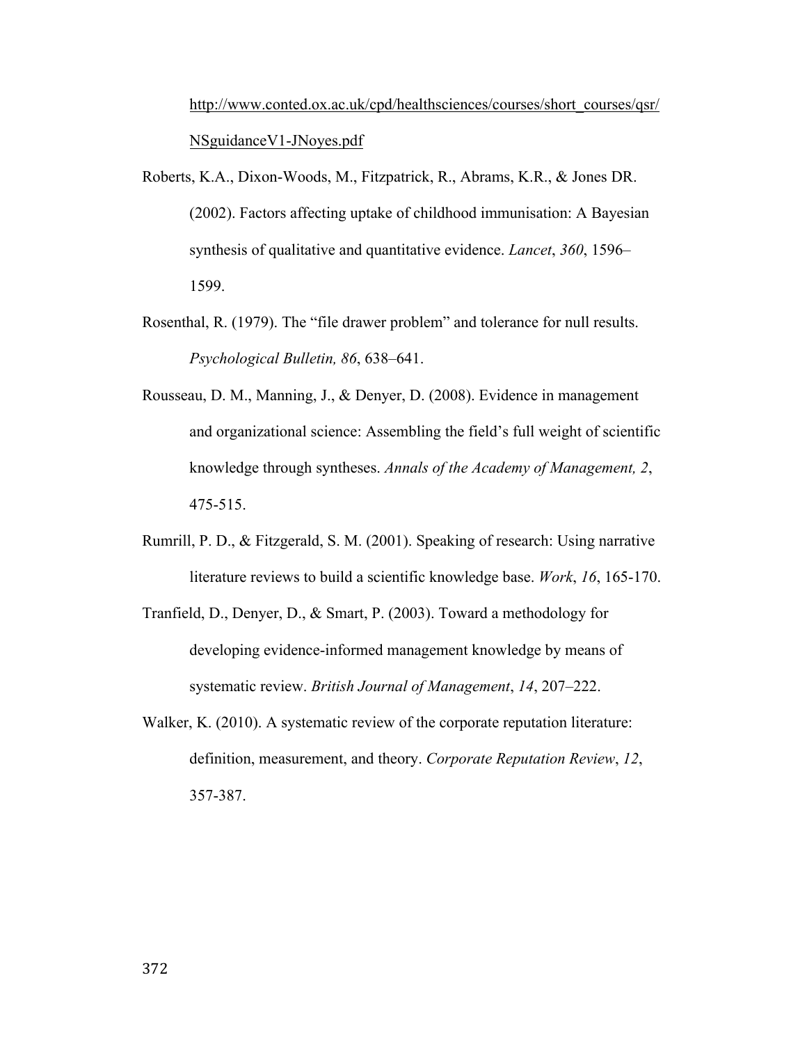http://www.conted.ox.ac.uk/cpd/healthsciences/courses/short_courses/qsr/NSguidanceV1-JNoyes.pdf

Roberts, K.A., Dixon-Woods, M., Fitzpatrick, R., Abrams, K.R., & Jones DR. (2002). Factors affecting uptake of childhood immunisation: A Bayesian synthesis of qualitative and quantitative evidence. *Lancet*, *360*, 1596–1599.

Rosenthal, R. (1979). The "file drawer problem" and tolerance for null results. *Psychological Bulletin, 86*, 638–641.

Rousseau, D. M., Manning, J., & Denyer, D. (2008). Evidence in management and organizational science: Assembling the field's full weight of scientific knowledge through syntheses. *Annals of the Academy of Management, 2*, 475-515.

Rumrill, P. D., & Fitzgerald, S. M. (2001). Speaking of research: Using narrative literature reviews to build a scientific knowledge base. *Work*, *16*, 165-170.

Tranfield, D., Denyer, D., & Smart, P. (2003). Toward a methodology for developing evidence-informed management knowledge by means of systematic review. *British Journal of Management*, *14*, 207–222.

Walker, K. (2010). A systematic review of the corporate reputation literature: definition, measurement, and theory. *Corporate Reputation Review*, *12*, 357-387.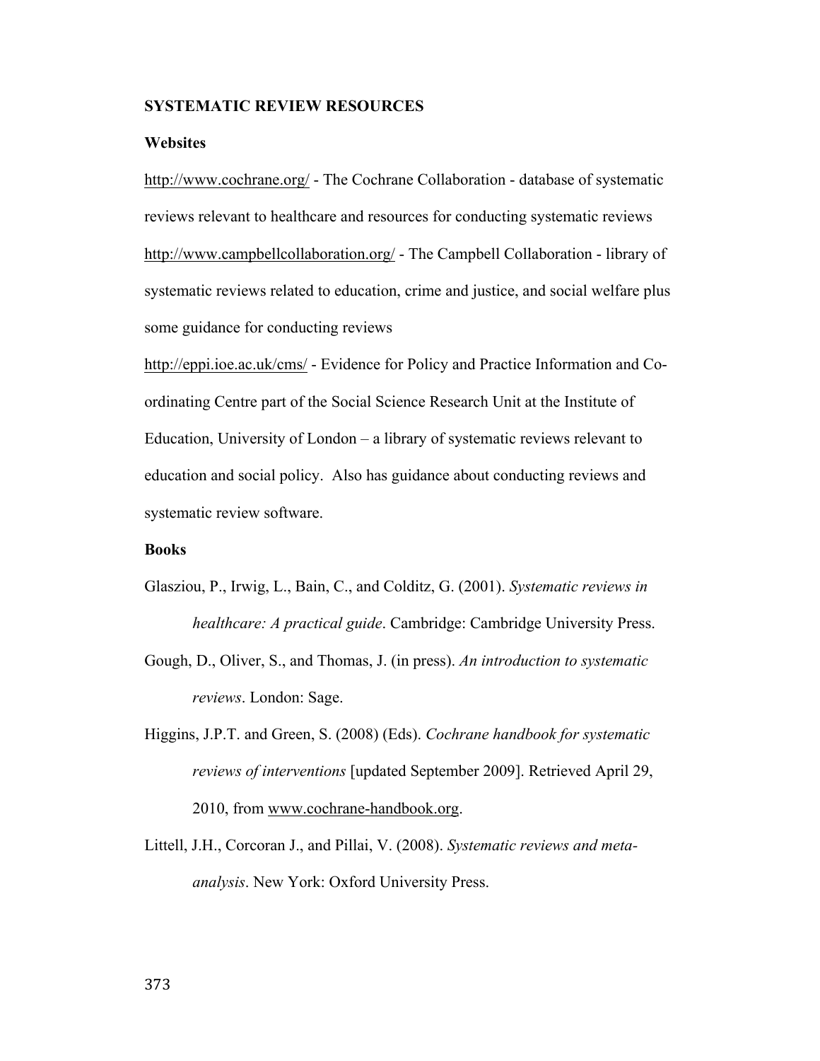## SYSTEMATIC REVIEW RESOURCES

### Websites

http://www.cochrane.org/ - The Cochrane Collaboration - database of systematic reviews relevant to healthcare and resources for conducting systematic reviews

http://www.campbellcollaboration.org/ - The Campbell Collaboration - library of systematic reviews related to education, crime and justice, and social welfare plus some guidance for conducting reviews

http://eppi.ioe.ac.uk/cms/ - Evidence for Policy and Practice Information and Co-ordinating Centre part of the Social Science Research Unit at the Institute of Education, University of London – a library of systematic reviews relevant to education and social policy. Also has guidance about conducting reviews and systematic review software.

### Books

Glasziou, P., Irwig, L., Bain, C., and Colditz, G. (2001). *Systematic reviews in healthcare: A practical guide*. Cambridge: Cambridge University Press.

Gough, D., Oliver, S., and Thomas, J. (in press). *An introduction to systematic reviews*. London: Sage.

Higgins, J.P.T. and Green, S. (2008) (Eds). *Cochrane handbook for systematic reviews of interventions* [updated September 2009]. Retrieved April 29, 2010, from www.cochrane-handbook.org.

Littell, J.H., Corcoran J., and Pillai, V. (2008). *Systematic reviews and meta-analysis*. New York: Oxford University Press.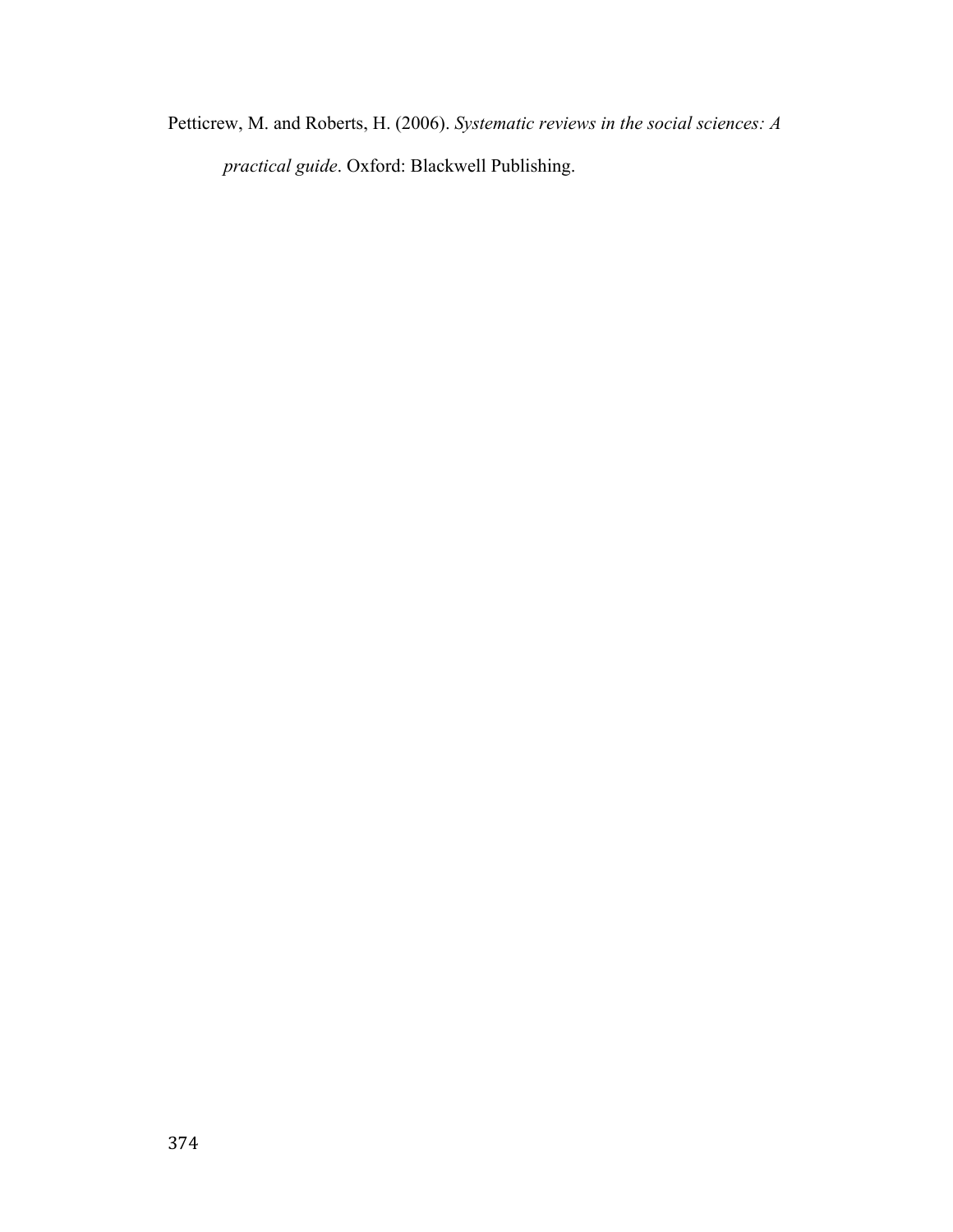Petticrew, M. and Roberts, H. (2006). *Systematic reviews in the social sciences: A practical guide*. Oxford: Blackwell Publishing.